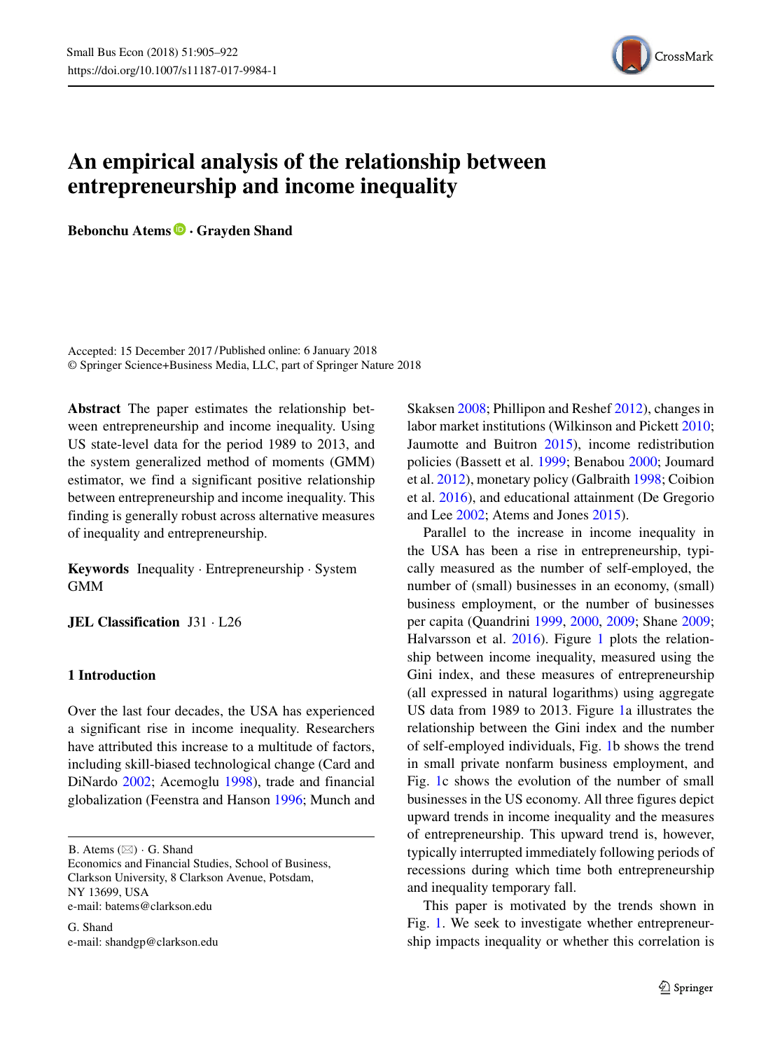# An empirical analysis of the relationship between entrepreneurship and income inequality

**Bebonchu Atems · Grayden Shand**

Accepted: 15 December 2017 / Published online: 6 January 2018
© Springer Science+Business Media, LLC, part of Springer Nature 2018

**Abstract** The paper estimates the relationship between entrepreneurship and income inequality. Using US state-level data for the period 1989 to 2013, and the system generalized method of moments (GMM) estimator, we find a significant positive relationship between entrepreneurship and income inequality. This finding is generally robust across alternative measures of inequality and entrepreneurship.

**Keywords** Inequality · Entrepreneurship · System GMM

**JEL Classification** J31 · L26

## 1 Introduction

Over the last four decades, the USA has experienced a significant rise in income inequality. Researchers have attributed this increase to a multitude of factors, including skill-biased technological change (Card and DiNardo 2002; Acemoglu 1998), trade and financial globalization (Feenstra and Hanson 1996; Munch and Skaksen 2008; Phillipon and Reshef 2012), changes in labor market institutions (Wilkinson and Pickett 2010; Jaumotte and Buitron 2015), income redistribution policies (Bassett et al. 1999; Benabou 2000; Joumard et al. 2012), monetary policy (Galbraith 1998; Coibion et al. 2016), and educational attainment (De Gregorio and Lee 2002; Atems and Jones 2015).

Parallel to the increase in income inequality in the USA has been a rise in entrepreneurship, typically measured as the number of self-employed, the number of (small) businesses in an economy, (small) business employment, or the number of businesses per capita (Quandrini 1999, 2000, 2009; Shane 2009; Halvarsson et al. 2016). Figure 1 plots the relationship between income inequality, measured using the Gini index, and these measures of entrepreneurship (all expressed in natural logarithms) using aggregate US data from 1989 to 2013. Figure 1a illustrates the relationship between the Gini index and the number of self-employed individuals, Fig. 1b shows the trend in small private nonfarm business employment, and Fig. 1c shows the evolution of the number of small businesses in the US economy. All three figures depict upward trends in income inequality and the measures of entrepreneurship. This upward trend is, however, typically interrupted immediately following periods of recessions during which time both entrepreneurship and inequality temporary fall.

This paper is motivated by the trends shown in Fig. 1. We seek to investigate whether entrepreneurship impacts inequality or whether this correlation is

---

B. Atems (✉) · G. Shand
Economics and Financial Studies, School of Business, Clarkson University, 8 Clarkson Avenue, Potsdam, NY 13699, USA
e-mail: batems@clarkson.edu

G. Shand
e-mail: shandgp@clarkson.edu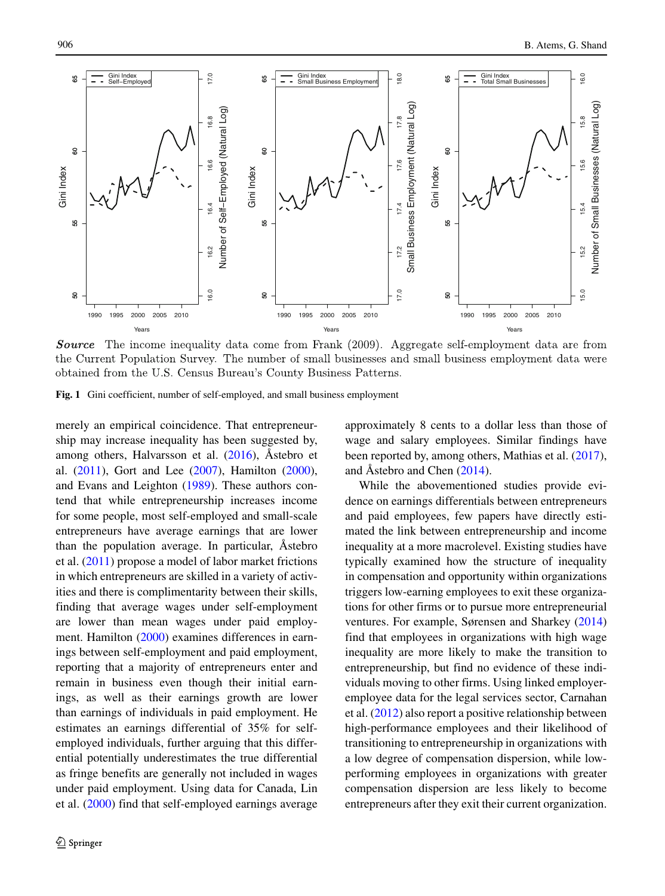*Source* The income inequality data come from Frank (2009). Aggregate self-employment data are from the Current Population Survey. The number of small businesses and small business employment data were obtained from the U.S. Census Bureau's County Business Patterns.

**Fig. 1** Gini coefficient, number of self-employed, and small business employment

merely an empirical coincidence. That entrepreneurship may increase inequality has been suggested by, among others, Halvarsson et al. (2016), Åstebro et al. (2011), Gort and Lee (2007), Hamilton (2000), and Evans and Leighton (1989). These authors contend that while entrepreneurship increases income for some people, most self-employed and small-scale entrepreneurs have average earnings that are lower than the population average. In particular, Åstebro et al. (2011) propose a model of labor market frictions in which entrepreneurs are skilled in a variety of activities and there is complimentarity between their skills, finding that average wages under self-employment are lower than mean wages under paid employment. Hamilton (2000) examines differences in earnings between self-employment and paid employment, reporting that a majority of entrepreneurs enter and remain in business even though their initial earnings, as well as their earnings growth are lower than earnings of individuals in paid employment. He estimates an earnings differential of 35% for self-employed individuals, further arguing that this differential potentially underestimates the true differential as fringe benefits are generally not included in wages under paid employment. Using data for Canada, Lin et al. (2000) find that self-employed earnings average approximately 8 cents to a dollar less than those of wage and salary employees. Similar findings have been reported by, among others, Mathias et al. (2017), and Åstebro and Chen (2014).

While the abovementioned studies provide evidence on earnings differentials between entrepreneurs and paid employees, few papers have directly estimated the link between entrepreneurship and income inequality at a more macrolevel. Existing studies have typically examined how the structure of inequality in compensation and opportunity within organizations triggers low-earning employees to exit these organizations for other firms or to pursue more entrepreneurial ventures. For example, Sørensen and Sharkey (2014) find that employees in organizations with high wage inequality are more likely to make the transition to entrepreneurship, but find no evidence of these individuals moving to other firms. Using linked employer-employee data for the legal services sector, Carnahan et al. (2012) also report a positive relationship between high-performance employees and their likelihood of transitioning to entrepreneurship in organizations with a low degree of compensation dispersion, while low-performing employees in organizations with greater compensation dispersion are less likely to become entrepreneurs after they exit their current organization.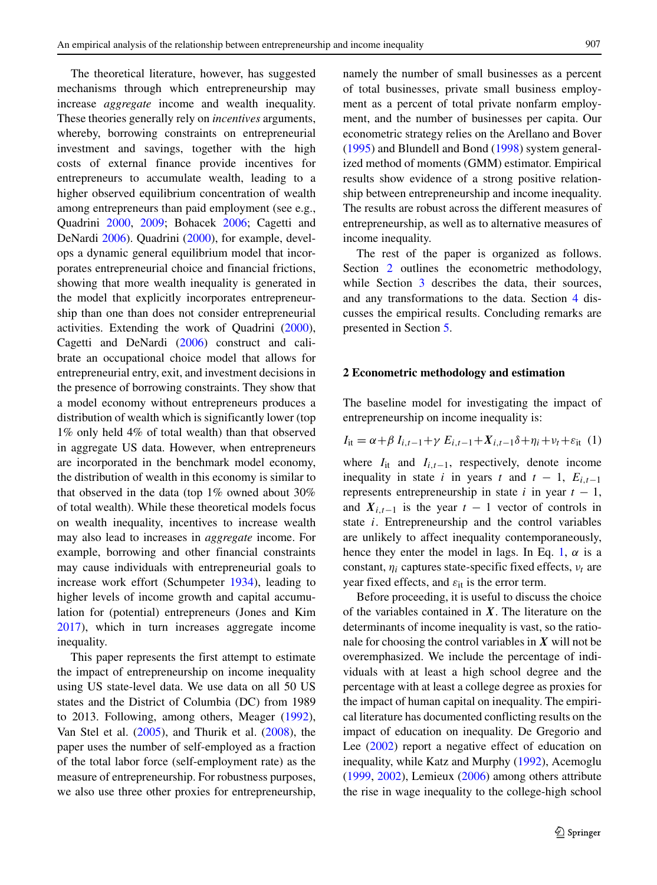The theoretical literature, however, has suggested mechanisms through which entrepreneurship may increase *aggregate* income and wealth inequality. These theories generally rely on *incentives* arguments, whereby, borrowing constraints on entrepreneurial investment and savings, together with the high costs of external finance provide incentives for entrepreneurs to accumulate wealth, leading to a higher observed equilibrium concentration of wealth among entrepreneurs than paid employment (see e.g., Quadrini 2000, 2009; Bohacek 2006; Cagetti and DeNardi 2006). Quadrini (2000), for example, develops a dynamic general equilibrium model that incorporates entrepreneurial choice and financial frictions, showing that more wealth inequality is generated in the model that explicitly incorporates entrepreneurship than one than does not consider entrepreneurial activities. Extending the work of Quadrini (2000), Cagetti and DeNardi (2006) construct and calibrate an occupational choice model that allows for entrepreneurial entry, exit, and investment decisions in the presence of borrowing constraints. They show that a model economy without entrepreneurs produces a distribution of wealth which is significantly lower (top 1% only held 4% of total wealth) than that observed in aggregate US data. However, when entrepreneurs are incorporated in the benchmark model economy, the distribution of wealth in this economy is similar to that observed in the data (top 1% owned about 30% of total wealth). While these theoretical models focus on wealth inequality, incentives to increase wealth may also lead to increases in *aggregate* income. For example, borrowing and other financial constraints may cause individuals with entrepreneurial goals to increase work effort (Schumpeter 1934), leading to higher levels of income growth and capital accumulation for (potential) entrepreneurs (Jones and Kim 2017), which in turn increases aggregate income inequality.

This paper represents the first attempt to estimate the impact of entrepreneurship on income inequality using US state-level data. We use data on all 50 US states and the District of Columbia (DC) from 1989 to 2013. Following, among others, Meager (1992), Van Stel et al. (2005), and Thurik et al. (2008), the paper uses the number of self-employed as a fraction of the total labor force (self-employment rate) as the measure of entrepreneurship. For robustness purposes, we also use three other proxies for entrepreneurship, namely the number of small businesses as a percent of total businesses, private small business employment as a percent of total private nonfarm employment, and the number of businesses per capita. Our econometric strategy relies on the Arellano and Bover (1995) and Blundell and Bond (1998) system generalized method of moments (GMM) estimator. Empirical results show evidence of a strong positive relationship between entrepreneurship and income inequality. The results are robust across the different measures of entrepreneurship, as well as to alternative measures of income inequality.

The rest of the paper is organized as follows. Section 2 outlines the econometric methodology, while Section 3 describes the data, their sources, and any transformations to the data. Section 4 discusses the empirical results. Concluding remarks are presented in Section 5.

## 2 Econometric methodology and estimation

The baseline model for investigating the impact of entrepreneurship on income inequality is:

$$I_{\text{it}} = \alpha + \beta\, I_{i,t-1} + \gamma\, E_{i,t-1} + \boldsymbol{X}_{i,t-1}\delta + \eta_i + \nu_t + \varepsilon_{\text{it}} \quad (1)$$

where $I_{\text{it}}$ and $I_{i,t-1}$, respectively, denote income inequality in state $i$ in years $t$ and $t-1$, $E_{i,t-1}$ represents entrepreneurship in state $i$ in year $t-1$, and $\boldsymbol{X}_{i,t-1}$ is the year $t-1$ vector of controls in state $i$. Entrepreneurship and the control variables are unlikely to affect inequality contemporaneously, hence they enter the model in lags. In Eq. 1, $\alpha$ is a constant, $\eta_i$ captures state-specific fixed effects, $\nu_t$ are year fixed effects, and $\varepsilon_{\text{it}}$ is the error term.

Before proceeding, it is useful to discuss the choice of the variables contained in $\boldsymbol{X}$. The literature on the determinants of income inequality is vast, so the rationale for choosing the control variables in $\boldsymbol{X}$ will not be overemphasized. We include the percentage of individuals with at least a high school degree and the percentage with at least a college degree as proxies for the impact of human capital on inequality. The empirical literature has documented conflicting results on the impact of education on inequality. De Gregorio and Lee (2002) report a negative effect of education on inequality, while Katz and Murphy (1992), Acemoglu (1999, 2002), Lemieux (2006) among others attribute the rise in wage inequality to the college-high school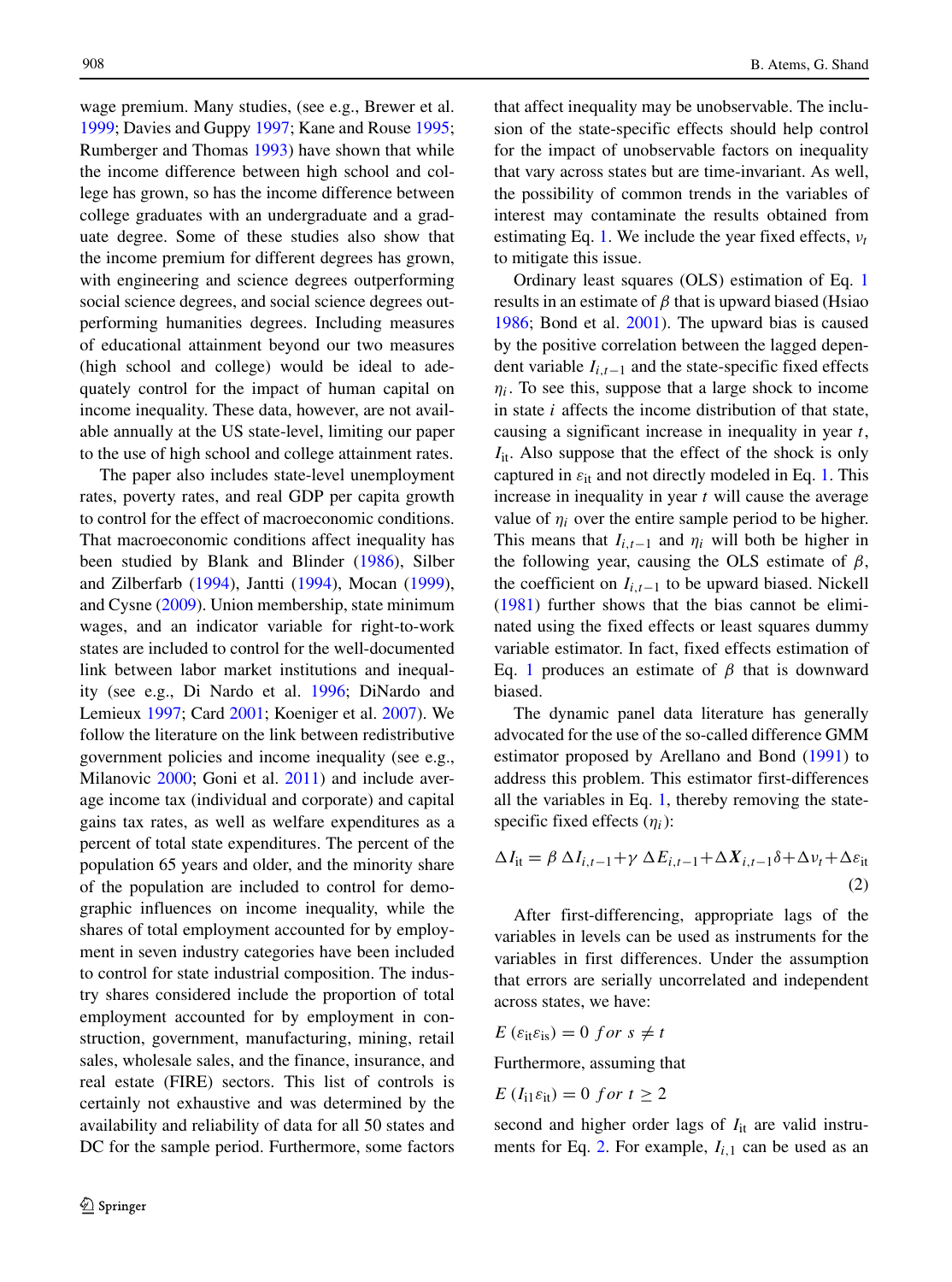wage premium. Many studies, (see e.g., Brewer et al. 1999; Davies and Guppy 1997; Kane and Rouse 1995; Rumberger and Thomas 1993) have shown that while the income difference between high school and college has grown, so has the income difference between college graduates with an undergraduate and a graduate degree. Some of these studies also show that the income premium for different degrees has grown, with engineering and science degrees outperforming social science degrees, and social science degrees outperforming humanities degrees. Including measures of educational attainment beyond our two measures (high school and college) would be ideal to adequately control for the impact of human capital on income inequality. These data, however, are not available annually at the US state-level, limiting our paper to the use of high school and college attainment rates.

The paper also includes state-level unemployment rates, poverty rates, and real GDP per capita growth to control for the effect of macroeconomic conditions. That macroeconomic conditions affect inequality has been studied by Blank and Blinder (1986), Silber and Zilberfarb (1994), Jantti (1994), Mocan (1999), and Cysne (2009). Union membership, state minimum wages, and an indicator variable for right-to-work states are included to control for the well-documented link between labor market institutions and inequality (see e.g., Di Nardo et al. 1996; DiNardo and Lemieux 1997; Card 2001; Koeniger et al. 2007). We follow the literature on the link between redistributive government policies and income inequality (see e.g., Milanovic 2000; Goni et al. 2011) and include average income tax (individual and corporate) and capital gains tax rates, as well as welfare expenditures as a percent of total state expenditures. The percent of the population 65 years and older, and the minority share of the population are included to control for demographic influences on income inequality, while the shares of total employment accounted for by employment in seven industry categories have been included to control for state industrial composition. The industry shares considered include the proportion of total employment accounted for by employment in construction, government, manufacturing, mining, retail sales, wholesale sales, and the finance, insurance, and real estate (FIRE) sectors. This list of controls is certainly not exhaustive and was determined by the availability and reliability of data for all 50 states and DC for the sample period. Furthermore, some factors that affect inequality may be unobservable. The inclusion of the state-specific effects should help control for the impact of unobservable factors on inequality that vary across states but are time-invariant. As well, the possibility of common trends in the variables of interest may contaminate the results obtained from estimating Eq. 1. We include the year fixed effects, $\nu_t$ to mitigate this issue.

Ordinary least squares (OLS) estimation of Eq. 1 results in an estimate of $\beta$ that is upward biased (Hsiao 1986; Bond et al. 2001). The upward bias is caused by the positive correlation between the lagged dependent variable $I_{i,t-1}$ and the state-specific fixed effects $\eta_i$. To see this, suppose that a large shock to income in state $i$ affects the income distribution of that state, causing a significant increase in inequality in year $t$, $I_{\text{it}}$. Also suppose that the effect of the shock is only captured in $\varepsilon_{\text{it}}$ and not directly modeled in Eq. 1. This increase in inequality in year $t$ will cause the average value of $\eta_i$ over the entire sample period to be higher. This means that $I_{i,t-1}$ and $\eta_i$ will both be higher in the following year, causing the OLS estimate of $\beta$, the coefficient on $I_{i,t-1}$ to be upward biased. Nickell (1981) further shows that the bias cannot be eliminated using the fixed effects or least squares dummy variable estimator. In fact, fixed effects estimation of Eq. 1 produces an estimate of $\beta$ that is downward biased.

The dynamic panel data literature has generally advocated for the use of the so-called difference GMM estimator proposed by Arellano and Bond (1991) to address this problem. This estimator first-differences all the variables in Eq. 1, thereby removing the state-specific fixed effects ($\eta_i$):

$$\Delta I_{\text{it}} = \beta\, \Delta I_{i,t-1} + \gamma\, \Delta E_{i,t-1} + \Delta \boldsymbol{X}_{i,t-1}\delta + \Delta\nu_t + \Delta\varepsilon_{\text{it}} \tag{2}$$

After first-differencing, appropriate lags of the variables in levels can be used as instruments for the variables in first differences. Under the assumption that errors are serially uncorrelated and independent across states, we have:

$E\left(\varepsilon_{\text{it}}\varepsilon_{\text{is}}\right) = 0 \;\; for \;\; s \neq t$

Furthermore, assuming that

$E\left(I_{\text{i1}}\varepsilon_{\text{it}}\right) = 0 \;\; for \;\; t \geq 2$

second and higher order lags of $I_{\text{it}}$ are valid instruments for Eq. 2. For example, $I_{i,1}$ can be used as an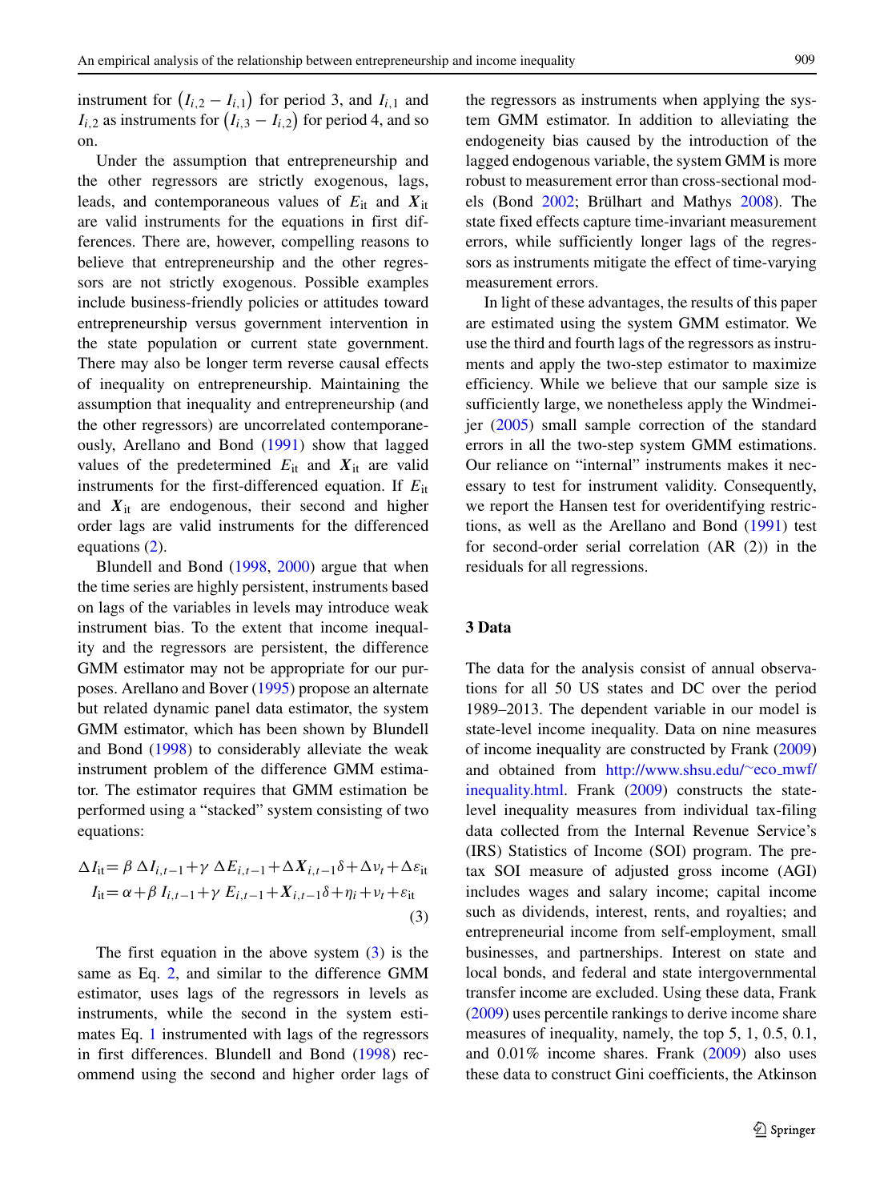instrument for $\left(I_{i,2} - I_{i,1}\right)$ for period 3, and $I_{i,1}$ and $I_{i,2}$ as instruments for $\left(I_{i,3} - I_{i,2}\right)$ for period 4, and so on.

Under the assumption that entrepreneurship and the other regressors are strictly exogenous, lags, leads, and contemporaneous values of $E_{\text{it}}$ and $\boldsymbol{X}_{\text{it}}$ are valid instruments for the equations in first differences. There are, however, compelling reasons to believe that entrepreneurship and the other regressors are not strictly exogenous. Possible examples include business-friendly policies or attitudes toward entrepreneurship versus government intervention in the state population or current state government. There may also be longer term reverse causal effects of inequality on entrepreneurship. Maintaining the assumption that inequality and entrepreneurship (and the other regressors) are uncorrelated contemporaneously, Arellano and Bond (1991) show that lagged values of the predetermined $E_{\text{it}}$ and $\boldsymbol{X}_{\text{it}}$ are valid instruments for the first-differenced equation. If $E_{\text{it}}$ and $\boldsymbol{X}_{\text{it}}$ are endogenous, their second and higher order lags are valid instruments for the differenced equations (2).

Blundell and Bond (1998, 2000) argue that when the time series are highly persistent, instruments based on lags of the variables in levels may introduce weak instrument bias. To the extent that income inequality and the regressors are persistent, the difference GMM estimator may not be appropriate for our purposes. Arellano and Bover (1995) propose an alternate but related dynamic panel data estimator, the system GMM estimator, which has been shown by Blundell and Bond (1998) to considerably alleviate the weak instrument problem of the difference GMM estimator. The estimator requires that GMM estimation be performed using a "stacked" system consisting of two equations:

$$
\begin{aligned}
\Delta I_{\text{it}} &= \beta\, \Delta I_{i,t-1} + \gamma\, \Delta E_{i,t-1} + \Delta \boldsymbol{X}_{i,t-1}\delta + \Delta \nu_t + \Delta \varepsilon_{\text{it}} \\
I_{\text{it}} &= \alpha + \beta\, I_{i,t-1} + \gamma\, E_{i,t-1} + \boldsymbol{X}_{i,t-1}\delta + \eta_i + \nu_t + \varepsilon_{\text{it}}
\end{aligned}
\tag{3}
$$

The first equation in the above system (3) is the same as Eq. 2, and similar to the difference GMM estimator, uses lags of the regressors in levels as instruments, while the second in the system estimates Eq. 1 instrumented with lags of the regressors in first differences. Blundell and Bond (1998) recommend using the second and higher order lags of the regressors as instruments when applying the system GMM estimator. In addition to alleviating the endogeneity bias caused by the introduction of the lagged endogenous variable, the system GMM is more robust to measurement error than cross-sectional models (Bond 2002; Brülhart and Mathys 2008). The state fixed effects capture time-invariant measurement errors, while sufficiently longer lags of the regressors as instruments mitigate the effect of time-varying measurement errors.

In light of these advantages, the results of this paper are estimated using the system GMM estimator. We use the third and fourth lags of the regressors as instruments and apply the two-step approach to maximize efficiency. While we believe that our sample size is sufficiently large, we nonetheless apply the Windmeijer (2005) small sample correction of the standard errors in all the two-step system GMM estimations. Our reliance on "internal" instruments makes it necessary to test for instrument validity. Consequently, we report the Hansen test for overidentifying restrictions, as well as the Arellano and Bond (1991) test for second-order serial correlation (AR (2)) in the residuals for all regressions.

## 3 Data

The data for the analysis consist of annual observations for all 50 US states and DC over the period 1989–2013. The dependent variable in our model is state-level income inequality. Data on nine measures of income inequality are constructed by Frank (2009) and obtained from http://www.shsu.edu/~eco_mwf/inequality.html. Frank (2009) constructs the state-level inequality measures from individual tax-filing data collected from the Internal Revenue Service's (IRS) Statistics of Income (SOI) program. The pre-tax SOI measure of adjusted gross income (AGI) includes wages and salary income; capital income such as dividends, interest, rents, and royalties; and entrepreneurial income from self-employment, small businesses, and partnerships. Interest on state and local bonds, and federal and state intergovernmental transfer income are excluded. Using these data, Frank (2009) uses percentile rankings to derive income share measures of inequality, namely, the top 5, 1, 0.5, 0.1, and 0.01% income shares. Frank (2009) also uses these data to construct Gini coefficients, the Atkinson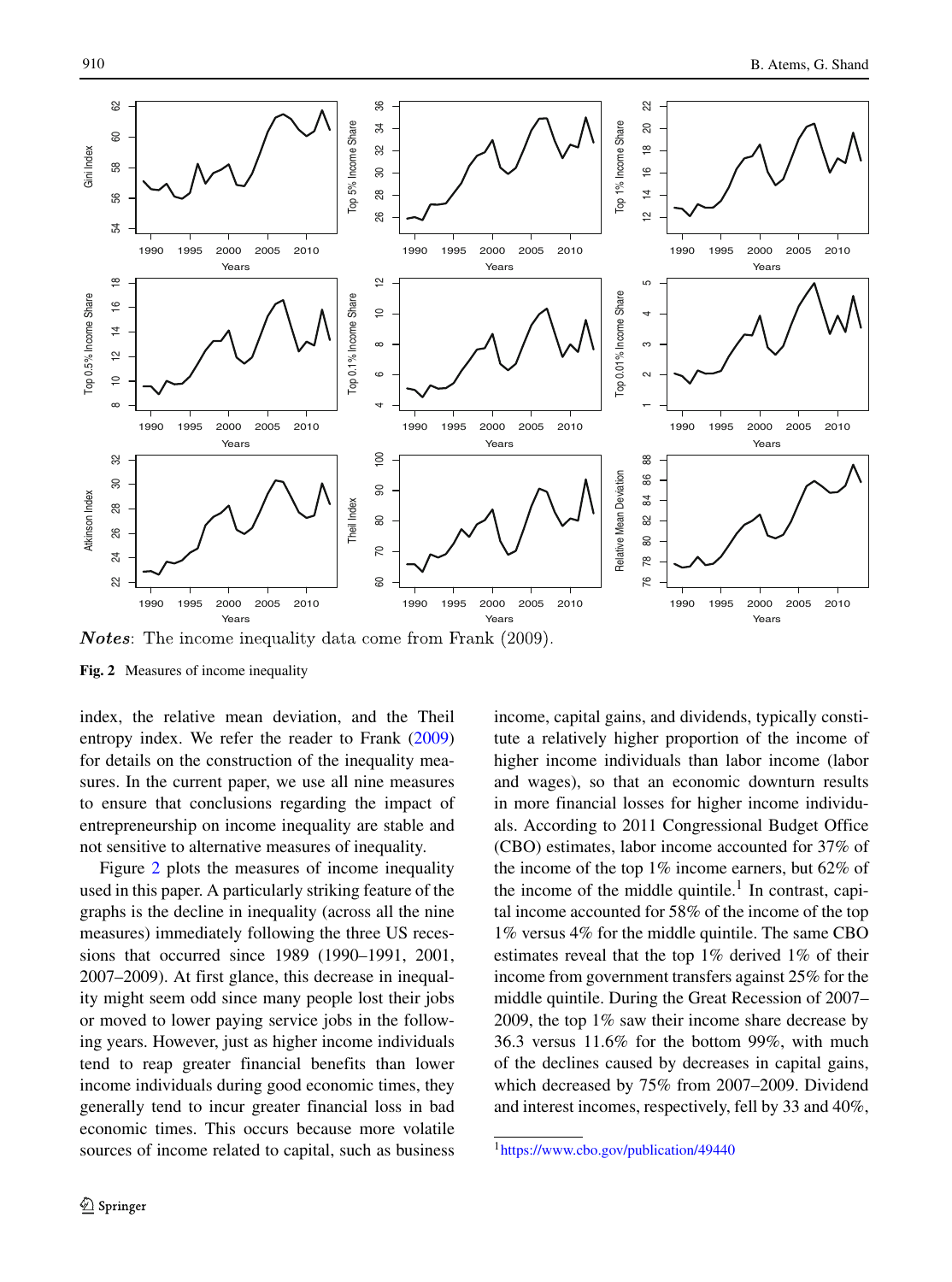*Notes*: The income inequality data come from Frank (2009).

**Fig. 2** Measures of income inequality

index, the relative mean deviation, and the Theil entropy index. We refer the reader to Frank (2009) for details on the construction of the inequality measures. In the current paper, we use all nine measures to ensure that conclusions regarding the impact of entrepreneurship on income inequality are stable and not sensitive to alternative measures of inequality.

Figure 2 plots the measures of income inequality used in this paper. A particularly striking feature of the graphs is the decline in inequality (across all the nine measures) immediately following the three US recessions that occurred since 1989 (1990–1991, 2001, 2007–2009). At first glance, this decrease in inequality might seem odd since many people lost their jobs or moved to lower paying service jobs in the following years. However, just as higher income individuals tend to reap greater financial benefits than lower income individuals during good economic times, they generally tend to incur greater financial loss in bad economic times. This occurs because more volatile sources of income related to capital, such as business income, capital gains, and dividends, typically constitute a relatively higher proportion of the income of higher income individuals than labor income (labor and wages), so that an economic downturn results in more financial losses for higher income individuals. According to 2011 Congressional Budget Office (CBO) estimates, labor income accounted for 37% of the income of the top 1% income earners, but 62% of the income of the middle quintile.[1] In contrast, capital income accounted for 58% of the income of the top 1% versus 4% for the middle quintile. The same CBO estimates reveal that the top 1% derived 1% of their income from government transfers against 25% for the middle quintile. During the Great Recession of 2007–2009, the top 1% saw their income share decrease by 36.3 versus 11.6% for the bottom 99%, with much of the declines caused by decreases in capital gains, which decreased by 75% from 2007–2009. Dividend and interest incomes, respectively, fell by 33 and 40%,

[1] https://www.cbo.gov/publication/49440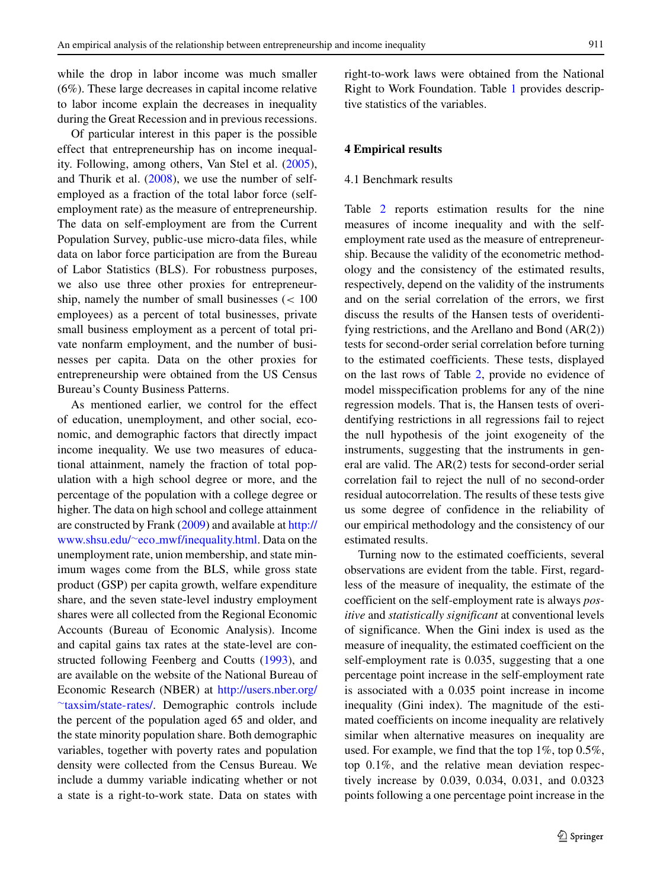while the drop in labor income was much smaller (6%). These large decreases in capital income relative to labor income explain the decreases in inequality during the Great Recession and in previous recessions.

Of particular interest in this paper is the possible effect that entrepreneurship has on income inequality. Following, among others, Van Stel et al. (2005), and Thurik et al. (2008), we use the number of self-employed as a fraction of the total labor force (self-employment rate) as the measure of entrepreneurship. The data on self-employment are from the Current Population Survey, public-use micro-data files, while data on labor force participation are from the Bureau of Labor Statistics (BLS). For robustness purposes, we also use three other proxies for entrepreneurship, namely the number of small businesses (< 100 employees) as a percent of total businesses, private small business employment as a percent of total private nonfarm employment, and the number of businesses per capita. Data on the other proxies for entrepreneurship were obtained from the US Census Bureau's County Business Patterns.

As mentioned earlier, we control for the effect of education, unemployment, and other social, economic, and demographic factors that directly impact income inequality. We use two measures of educational attainment, namely the fraction of total population with a high school degree or more, and the percentage of the population with a college degree or higher. The data on high school and college attainment are constructed by Frank (2009) and available at http://www.shsu.edu/~eco_mwf/inequality.html. Data on the unemployment rate, union membership, and state minimum wages come from the BLS, while gross state product (GSP) per capita growth, welfare expenditure share, and the seven state-level industry employment shares were all collected from the Regional Economic Accounts (Bureau of Economic Analysis). Income and capital gains tax rates at the state-level are constructed following Feenberg and Coutts (1993), and are available on the website of the National Bureau of Economic Research (NBER) at http://users.nber.org/~taxsim/state-rates/. Demographic controls include the percent of the population aged 65 and older, and the state minority population share. Both demographic variables, together with poverty rates and population density were collected from the Census Bureau. We include a dummy variable indicating whether or not a state is a right-to-work state. Data on states with right-to-work laws were obtained from the National Right to Work Foundation. Table 1 provides descriptive statistics of the variables.

## 4 Empirical results

### 4.1 Benchmark results

Table 2 reports estimation results for the nine measures of income inequality and with the self-employment rate used as the measure of entrepreneurship. Because the validity of the econometric methodology and the consistency of the estimated results, respectively, depend on the validity of the instruments and on the serial correlation of the errors, we first discuss the results of the Hansen tests of overidentifying restrictions, and the Arellano and Bond (AR(2)) tests for second-order serial correlation before turning to the estimated coefficients. These tests, displayed on the last rows of Table 2, provide no evidence of model misspecification problems for any of the nine regression models. That is, the Hansen tests of overidentifying restrictions in all regressions fail to reject the null hypothesis of the joint exogeneity of the instruments, suggesting that the instruments in general are valid. The AR(2) tests for second-order serial correlation fail to reject the null of no second-order residual autocorrelation. The results of these tests give us some degree of confidence in the reliability of our empirical methodology and the consistency of our estimated results.

Turning now to the estimated coefficients, several observations are evident from the table. First, regardless of the measure of inequality, the estimate of the coefficient on the self-employment rate is always *positive* and *statistically significant* at conventional levels of significance. When the Gini index is used as the measure of inequality, the estimated coefficient on the self-employment rate is 0.035, suggesting that a one percentage point increase in the self-employment rate is associated with a 0.035 point increase in income inequality (Gini index). The magnitude of the estimated coefficients on income inequality are relatively similar when alternative measures on inequality are used. For example, we find that the top 1%, top 0.5%, top 0.1%, and the relative mean deviation respectively increase by 0.039, 0.034, 0.031, and 0.0323 points following a one percentage point increase in the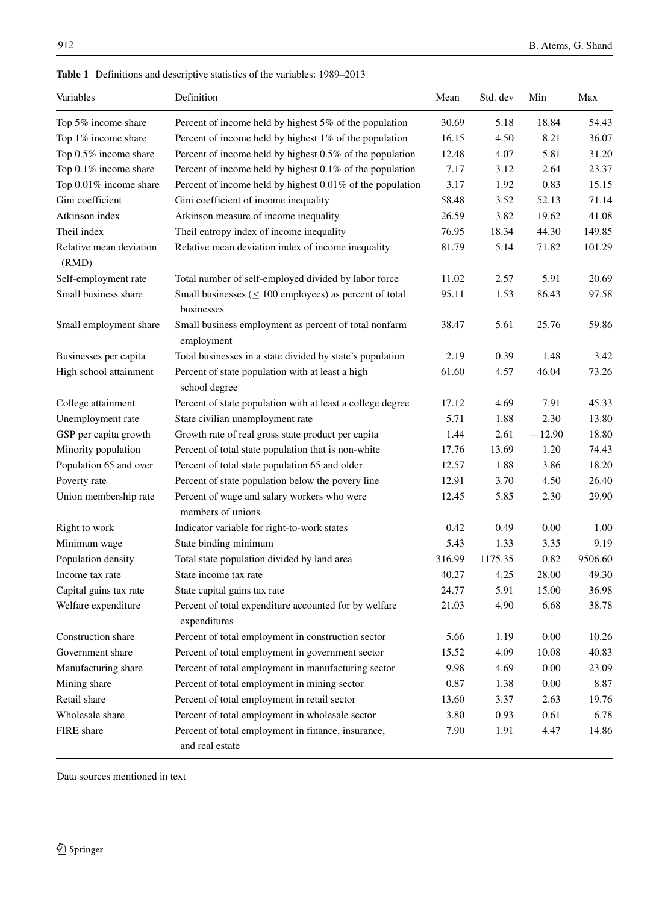**Table 1** Definitions and descriptive statistics of the variables: 1989–2013

| Variables | Definition | Mean | Std. dev | Min | Max |
|---|---|---|---|---|---|
| Top 5% income share | Percent of income held by highest 5% of the population | 30.69 | 5.18 | 18.84 | 54.43 |
| Top 1% income share | Percent of income held by highest 1% of the population | 16.15 | 4.50 | 8.21 | 36.07 |
| Top 0.5% income share | Percent of income held by highest 0.5% of the population | 12.48 | 4.07 | 5.81 | 31.20 |
| Top 0.1% income share | Percent of income held by highest 0.1% of the population | 7.17 | 3.12 | 2.64 | 23.37 |
| Top 0.01% income share | Percent of income held by highest 0.01% of the population | 3.17 | 1.92 | 0.83 | 15.15 |
| Gini coefficient | Gini coefficient of income inequality | 58.48 | 3.52 | 52.13 | 71.14 |
| Atkinson index | Atkinson measure of income inequality | 26.59 | 3.82 | 19.62 | 41.08 |
| Theil index | Theil entropy index of income inequality | 76.95 | 18.34 | 44.30 | 149.85 |
| Relative mean deviation (RMD) | Relative mean deviation index of income inequality | 81.79 | 5.14 | 71.82 | 101.29 |
| Self-employment rate | Total number of self-employed divided by labor force | 11.02 | 2.57 | 5.91 | 20.69 |
| Small business share | Small businesses (≤ 100 employees) as percent of total businesses | 95.11 | 1.53 | 86.43 | 97.58 |
| Small employment share | Small business employment as percent of total nonfarm employment | 38.47 | 5.61 | 25.76 | 59.86 |
| Businesses per capita | Total businesses in a state divided by state's population | 2.19 | 0.39 | 1.48 | 3.42 |
| High school attainment | Percent of state population with at least a high school degree | 61.60 | 4.57 | 46.04 | 73.26 |
| College attainment | Percent of state population with at least a college degree | 17.12 | 4.69 | 7.91 | 45.33 |
| Unemployment rate | State civilian unemployment rate | 5.71 | 1.88 | 2.30 | 13.80 |
| GSP per capita growth | Growth rate of real gross state product per capita | 1.44 | 2.61 | − 12.90 | 18.80 |
| Minority population | Percent of total state population that is non-white | 17.76 | 13.69 | 1.20 | 74.43 |
| Population 65 and over | Percent of total state population 65 and older | 12.57 | 1.88 | 3.86 | 18.20 |
| Poverty rate | Percent of state population below the povery line | 12.91 | 3.70 | 4.50 | 26.40 |
| Union membership rate | Percent of wage and salary workers who were members of unions | 12.45 | 5.85 | 2.30 | 29.90 |
| Right to work | Indicator variable for right-to-work states | 0.42 | 0.49 | 0.00 | 1.00 |
| Minimum wage | State binding minimum | 5.43 | 1.33 | 3.35 | 9.19 |
| Population density | Total state population divided by land area | 316.99 | 1175.35 | 0.82 | 9506.60 |
| Income tax rate | State income tax rate | 40.27 | 4.25 | 28.00 | 49.30 |
| Capital gains tax rate | State capital gains tax rate | 24.77 | 5.91 | 15.00 | 36.98 |
| Welfare expenditure | Percent of total expenditure accounted for by welfare expenditures | 21.03 | 4.90 | 6.68 | 38.78 |
| Construction share | Percent of total employment in construction sector | 5.66 | 1.19 | 0.00 | 10.26 |
| Government share | Percent of total employment in government sector | 15.52 | 4.09 | 10.08 | 40.83 |
| Manufacturing share | Percent of total employment in manufacturing sector | 9.98 | 4.69 | 0.00 | 23.09 |
| Mining share | Percent of total employment in mining sector | 0.87 | 1.38 | 0.00 | 8.87 |
| Retail share | Percent of total employment in retail sector | 13.60 | 3.37 | 2.63 | 19.76 |
| Wholesale share | Percent of total employment in wholesale sector | 3.80 | 0.93 | 0.61 | 6.78 |
| FIRE share | Percent of total employment in finance, insurance, and real estate | 7.90 | 1.91 | 4.47 | 14.86 |

Data sources mentioned in text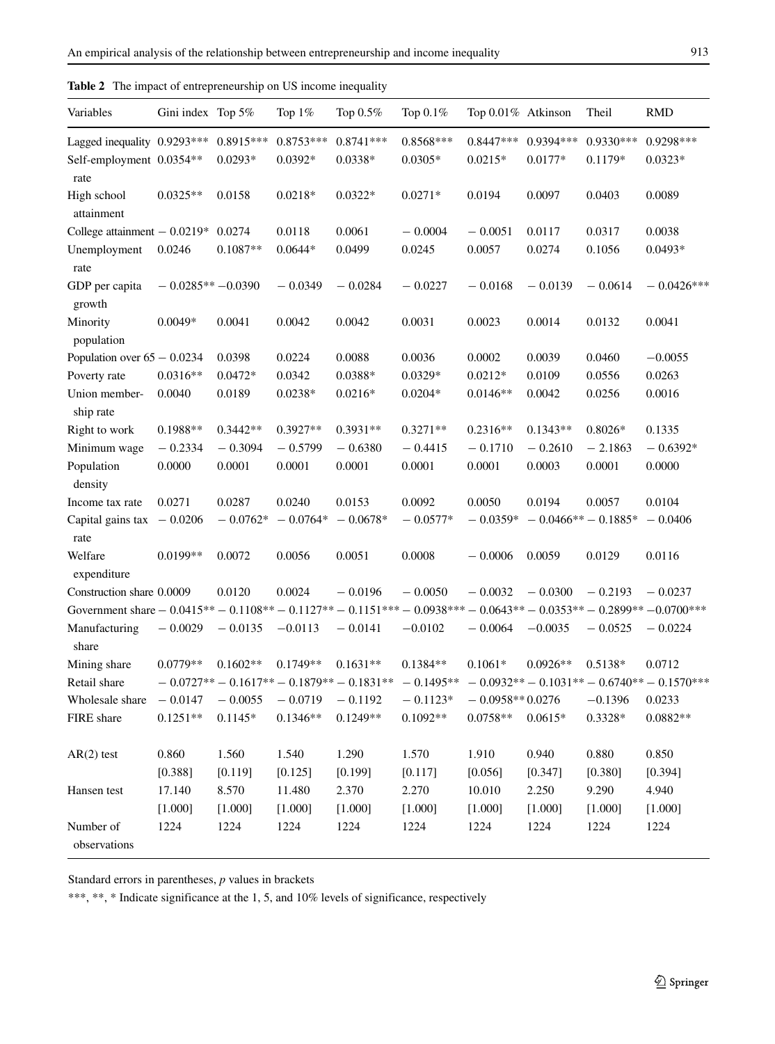**Table 2** The impact of entrepreneurship on US income inequality

| Variables | Gini index | Top 5% | Top 1% | Top 0.5% | Top 0.1% | Top 0.01% | Atkinson | Theil | RMD |
|---|---|---|---|---|---|---|---|---|---|
| Lagged inequality | 0.9293*** | 0.8915*** | 0.8753*** | 0.8741*** | 0.8568*** | 0.8447*** | 0.9394*** | 0.9330*** | 0.9298*** |
| Self-employment rate | 0.0354** | 0.0293* | 0.0392* | 0.0338* | 0.0305* | 0.0215* | 0.0177* | 0.1179* | 0.0323* |
| High school attainment | 0.0325** | 0.0158 | 0.0218* | 0.0322* | 0.0271* | 0.0194 | 0.0097 | 0.0403 | 0.0089 |
| College attainment | − 0.0219* | 0.0274 | 0.0118 | 0.0061 | − 0.0004 | − 0.0051 | 0.0117 | 0.0317 | 0.0038 |
| Unemployment rate | 0.0246 | 0.1087** | 0.0644* | 0.0499 | 0.0245 | 0.0057 | 0.0274 | 0.1056 | 0.0493* |
| GDP per capita growth | − 0.0285** | −0.0390 | − 0.0349 | − 0.0284 | − 0.0227 | − 0.0168 | − 0.0139 | − 0.0614 | − 0.0426*** |
| Minority population | 0.0049* | 0.0041 | 0.0042 | 0.0042 | 0.0031 | 0.0023 | 0.0014 | 0.0132 | 0.0041 |
| Population over 65 | − 0.0234 | 0.0398 | 0.0224 | 0.0088 | 0.0036 | 0.0002 | 0.0039 | 0.0460 | −0.0055 |
| Poverty rate | 0.0316** | 0.0472* | 0.0342 | 0.0388* | 0.0329* | 0.0212* | 0.0109 | 0.0556 | 0.0263 |
| Union membership rate | 0.0040 | 0.0189 | 0.0238* | 0.0216* | 0.0204* | 0.0146** | 0.0042 | 0.0256 | 0.0016 |
| Right to work | 0.1988** | 0.3442** | 0.3927** | 0.3931** | 0.3271** | 0.2316** | 0.1343** | 0.8026* | 0.1335 |
| Minimum wage | − 0.2334 | − 0.3094 | − 0.5799 | − 0.6380 | − 0.4415 | − 0.1710 | − 0.2610 | − 2.1863 | − 0.6392* |
| Population density | 0.0000 | 0.0001 | 0.0001 | 0.0001 | 0.0001 | 0.0001 | 0.0003 | 0.0001 | 0.0000 |
| Income tax rate | 0.0271 | 0.0287 | 0.0240 | 0.0153 | 0.0092 | 0.0050 | 0.0194 | 0.0057 | 0.0104 |
| Capital gains tax rate | − 0.0206 | − 0.0762* | − 0.0764* | − 0.0678* | − 0.0577* | − 0.0359* | − 0.0466** | − 0.1885* | − 0.0406 |
| Welfare expenditure | 0.0199** | 0.0072 | 0.0056 | 0.0051 | 0.0008 | − 0.0006 | 0.0059 | 0.0129 | 0.0116 |
| Construction share | 0.0009 | 0.0120 | 0.0024 | − 0.0196 | − 0.0050 | − 0.0032 | − 0.0300 | − 0.2193 | − 0.0237 |
| Government share | − 0.0415** | − 0.1108** | − 0.1127** | − 0.1151*** | − 0.0938*** | − 0.0643** | − 0.0353** | − 0.2899** | −0.0700*** |
| Manufacturing share | − 0.0029 | − 0.0135 | −0.0113 | − 0.0141 | −0.0102 | − 0.0064 | −0.0035 | − 0.0525 | − 0.0224 |
| Mining share | 0.0779** | 0.1602** | 0.1749** | 0.1631** | 0.1384** | 0.1061* | 0.0926** | 0.5138* | 0.0712 |
| Retail share | − 0.0727** | − 0.1617** | − 0.1879** | − 0.1831** | − 0.1495** | − 0.0932** | − 0.1031** | − 0.6740** | − 0.1570*** |
| Wholesale share | − 0.0147 | − 0.0055 | − 0.0719 | − 0.1192 | − 0.1123* | − 0.0958** | 0.0276 | −0.1396 | 0.0233 |
| FIRE share | 0.1251** | 0.1145* | 0.1346** | 0.1249** | 0.1092** | 0.0758** | 0.0615* | 0.3328* | 0.0882** |
| AR(2) test | 0.860 | 1.560 | 1.540 | 1.290 | 1.570 | 1.910 | 0.940 | 0.880 | 0.850 |
| | [0.388] | [0.119] | [0.125] | [0.199] | [0.117] | [0.056] | [0.347] | [0.380] | [0.394] |
| Hansen test | 17.140 | 8.570 | 11.480 | 2.370 | 2.270 | 10.010 | 2.250 | 9.290 | 4.940 |
| | [1.000] | [1.000] | [1.000] | [1.000] | [1.000] | [1.000] | [1.000] | [1.000] | [1.000] |
| Number of observations | 1224 | 1224 | 1224 | 1224 | 1224 | 1224 | 1224 | 1224 | 1224 |

Standard errors in parentheses, *p* values in brackets

***, **, * Indicate significance at the 1, 5, and 10% levels of significance, respectively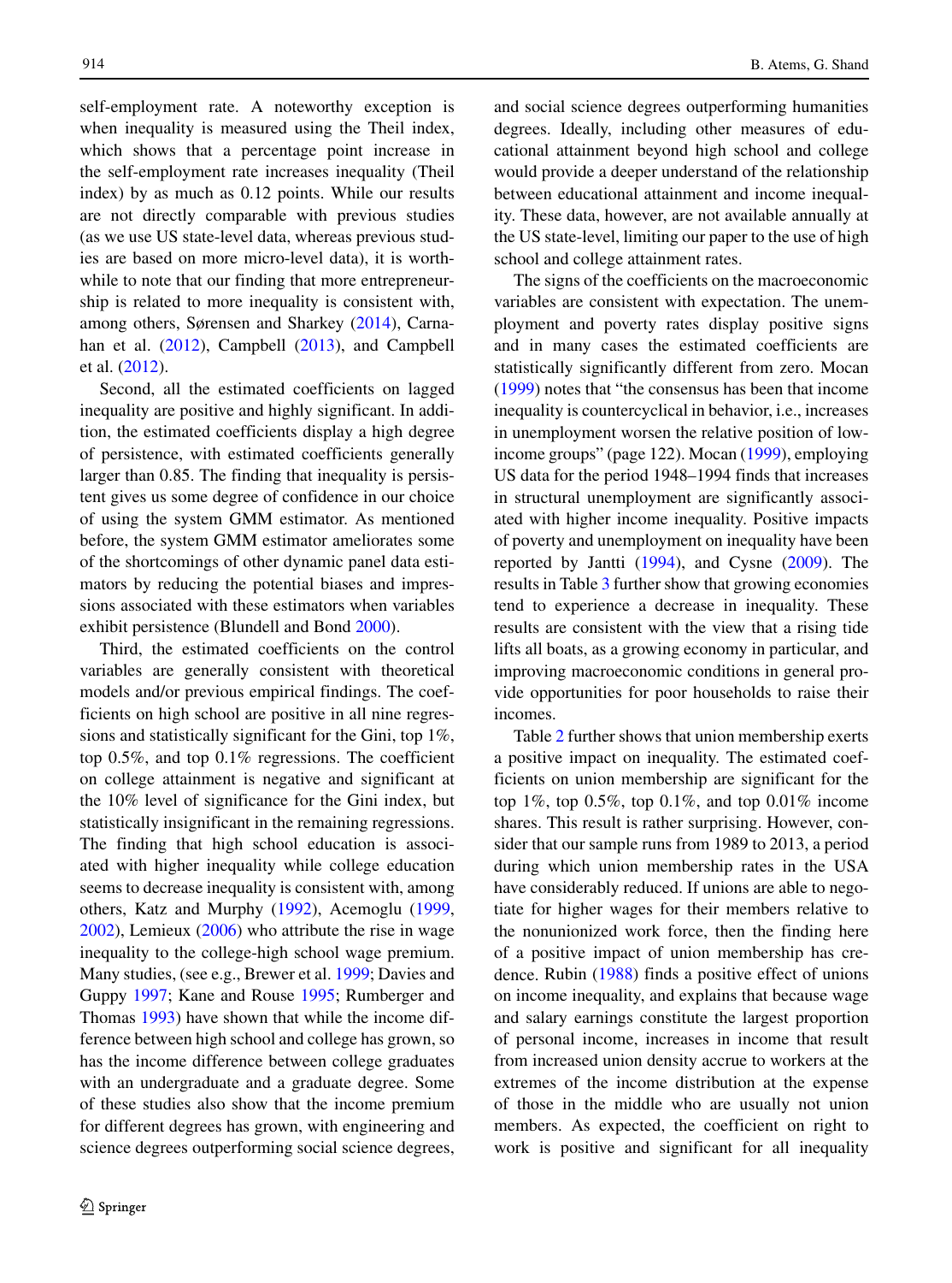self-employment rate. A noteworthy exception is when inequality is measured using the Theil index, which shows that a percentage point increase in the self-employment rate increases inequality (Theil index) by as much as 0.12 points. While our results are not directly comparable with previous studies (as we use US state-level data, whereas previous studies are based on more micro-level data), it is worthwhile to note that our finding that more entrepreneurship is related to more inequality is consistent with, among others, Sørensen and Sharkey (2014), Carnahan et al. (2012), Campbell (2013), and Campbell et al. (2012).

Second, all the estimated coefficients on lagged inequality are positive and highly significant. In addition, the estimated coefficients display a high degree of persistence, with estimated coefficients generally larger than 0.85. The finding that inequality is persistent gives us some degree of confidence in our choice of using the system GMM estimator. As mentioned before, the system GMM estimator ameliorates some of the shortcomings of other dynamic panel data estimators by reducing the potential biases and impressions associated with these estimators when variables exhibit persistence (Blundell and Bond 2000).

Third, the estimated coefficients on the control variables are generally consistent with theoretical models and/or previous empirical findings. The coefficients on high school are positive in all nine regressions and statistically significant for the Gini, top 1%, top 0.5%, and top 0.1% regressions. The coefficient on college attainment is negative and significant at the 10% level of significance for the Gini index, but statistically insignificant in the remaining regressions. The finding that high school education is associated with higher inequality while college education seems to decrease inequality is consistent with, among others, Katz and Murphy (1992), Acemoglu (1999, 2002), Lemieux (2006) who attribute the rise in wage inequality to the college-high school wage premium. Many studies, (see e.g., Brewer et al. 1999; Davies and Guppy 1997; Kane and Rouse 1995; Rumberger and Thomas 1993) have shown that while the income difference between high school and college has grown, so has the income difference between college graduates with an undergraduate and a graduate degree. Some of these studies also show that the income premium for different degrees has grown, with engineering and science degrees outperforming social science degrees, and social science degrees outperforming humanities degrees. Ideally, including other measures of educational attainment beyond high school and college would provide a deeper understand of the relationship between educational attainment and income inequality. These data, however, are not available annually at the US state-level, limiting our paper to the use of high school and college attainment rates.

The signs of the coefficients on the macroeconomic variables are consistent with expectation. The unemployment and poverty rates display positive signs and in many cases the estimated coefficients are statistically significantly different from zero. Mocan (1999) notes that "the consensus has been that income inequality is countercyclical in behavior, i.e., increases in unemployment worsen the relative position of low-income groups" (page 122). Mocan (1999), employing US data for the period 1948–1994 finds that increases in structural unemployment are significantly associated with higher income inequality. Positive impacts of poverty and unemployment on inequality have been reported by Jantti (1994), and Cysne (2009). The results in Table 3 further show that growing economies tend to experience a decrease in inequality. These results are consistent with the view that a rising tide lifts all boats, as a growing economy in particular, and improving macroeconomic conditions in general provide opportunities for poor households to raise their incomes.

Table 2 further shows that union membership exerts a positive impact on inequality. The estimated coefficients on union membership are significant for the top 1%, top 0.5%, top 0.1%, and top 0.01% income shares. This result is rather surprising. However, consider that our sample runs from 1989 to 2013, a period during which union membership rates in the USA have considerably reduced. If unions are able to negotiate for higher wages for their members relative to the nonunionized work force, then the finding here of a positive impact of union membership has credence. Rubin (1988) finds a positive effect of unions on income inequality, and explains that because wage and salary earnings constitute the largest proportion of personal income, increases in income that result from increased union density accrue to workers at the extremes of the income distribution at the expense of those in the middle who are usually not union members. As expected, the coefficient on right to work is positive and significant for all inequality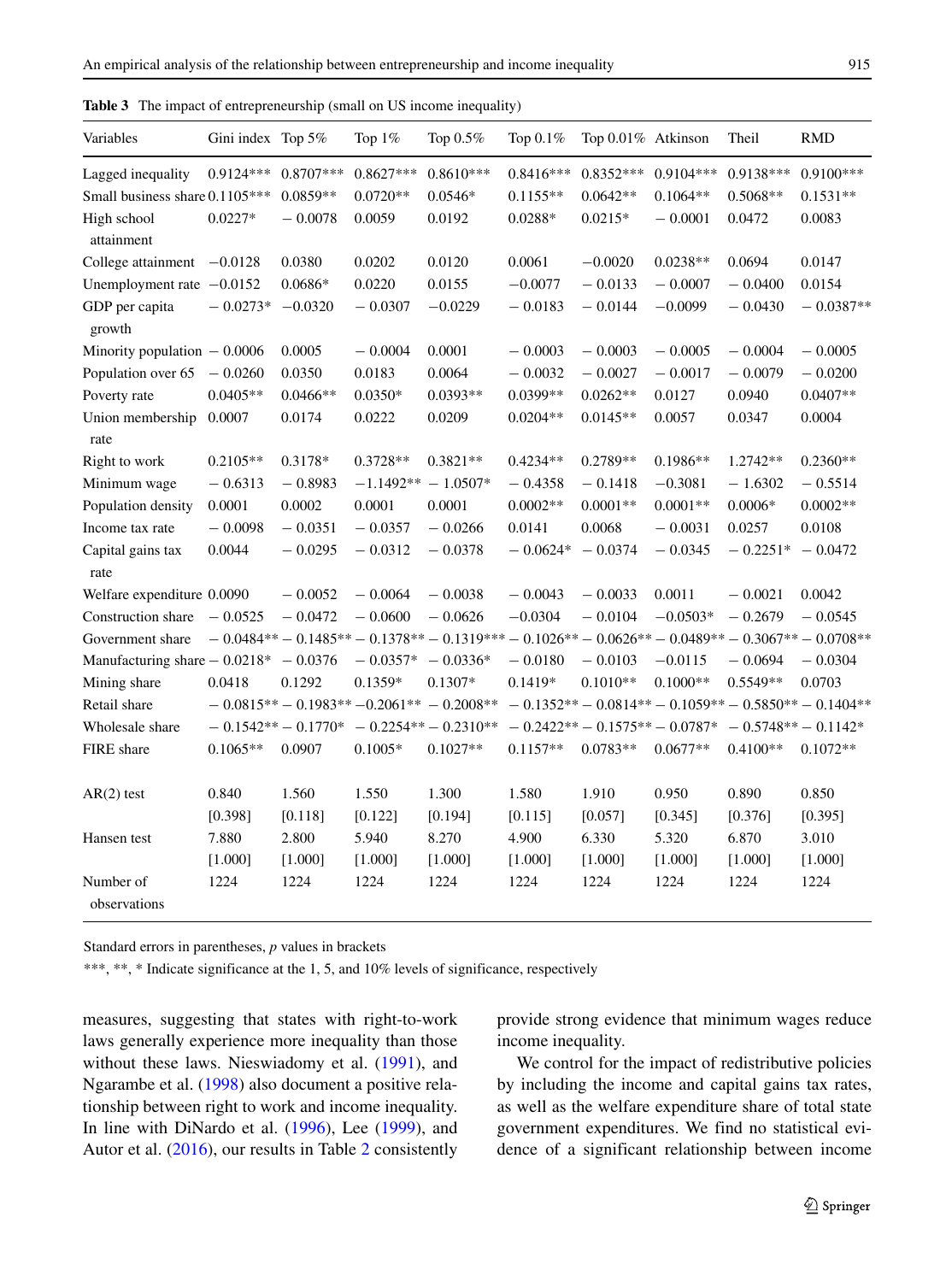**Table 3** The impact of entrepreneurship (small on US income inequality)

| Variables | Gini index | Top 5% | Top 1% | Top 0.5% | Top 0.1% | Top 0.01% | Atkinson | Theil | RMD |
|---|---|---|---|---|---|---|---|---|---|
| Lagged inequality | 0.9124*** | 0.8707*** | 0.8627*** | 0.8610*** | 0.8416*** | 0.8352*** | 0.9104*** | 0.9138*** | 0.9100*** |
| Small business share | 0.1105*** | 0.0859** | 0.0720** | 0.0546* | 0.1155** | 0.0642** | 0.1064** | 0.5068** | 0.1531** |
| High school attainment | 0.0227* | − 0.0078 | 0.0059 | 0.0192 | 0.0288* | 0.0215* | − 0.0001 | 0.0472 | 0.0083 |
| College attainment | −0.0128 | 0.0380 | 0.0202 | 0.0120 | 0.0061 | −0.0020 | 0.0238** | 0.0694 | 0.0147 |
| Unemployment rate | −0.0152 | 0.0686* | 0.0220 | 0.0155 | −0.0077 | − 0.0133 | − 0.0007 | − 0.0400 | 0.0154 |
| GDP per capita growth | − 0.0273* | −0.0320 | − 0.0307 | −0.0229 | − 0.0183 | − 0.0144 | −0.0099 | − 0.0430 | − 0.0387** |
| Minority population | − 0.0006 | 0.0005 | − 0.0004 | 0.0001 | − 0.0003 | − 0.0003 | − 0.0005 | − 0.0004 | − 0.0005 |
| Population over 65 | − 0.0260 | 0.0350 | 0.0183 | 0.0064 | − 0.0032 | − 0.0027 | − 0.0017 | − 0.0079 | − 0.0200 |
| Poverty rate | 0.0405** | 0.0466** | 0.0350* | 0.0393** | 0.0399** | 0.0262** | 0.0127 | 0.0940 | 0.0407** |
| Union membership rate | 0.0007 | 0.0174 | 0.0222 | 0.0209 | 0.0204** | 0.0145** | 0.0057 | 0.0347 | 0.0004 |
| Right to work | 0.2105** | 0.3178* | 0.3728** | 0.3821** | 0.4234** | 0.2789** | 0.1986** | 1.2742** | 0.2360** |
| Minimum wage | − 0.6313 | − 0.8983 | −1.1492** | − 1.0507* | − 0.4358 | − 0.1418 | −0.3081 | − 1.6302 | − 0.5514 |
| Population density | 0.0001 | 0.0002 | 0.0001 | 0.0001 | 0.0002** | 0.0001** | 0.0001** | 0.0006* | 0.0002** |
| Income tax rate | − 0.0098 | − 0.0351 | − 0.0357 | − 0.0266 | 0.0141 | 0.0068 | − 0.0031 | 0.0257 | 0.0108 |
| Capital gains tax rate | 0.0044 | − 0.0295 | − 0.0312 | − 0.0378 | − 0.0624* | − 0.0374 | − 0.0345 | − 0.2251* | − 0.0472 |
| Welfare expenditure | 0.0090 | − 0.0052 | − 0.0064 | − 0.0038 | − 0.0043 | − 0.0033 | 0.0011 | − 0.0021 | 0.0042 |
| Construction share | − 0.0525 | − 0.0472 | − 0.0600 | − 0.0626 | −0.0304 | − 0.0104 | −0.0503* | − 0.2679 | − 0.0545 |
| Government share | − 0.0484** | − 0.1485** | − 0.1378** | − 0.1319*** | − 0.1026** | − 0.0626** | − 0.0489** | − 0.3067** | − 0.0708** |
| Manufacturing share | − 0.0218* | − 0.0376 | − 0.0357* | − 0.0336* | − 0.0180 | − 0.0103 | −0.0115 | − 0.0694 | − 0.0304 |
| Mining share | 0.0418 | 0.1292 | 0.1359* | 0.1307* | 0.1419* | 0.1010** | 0.1000** | 0.5549** | 0.0703 |
| Retail share | − 0.0815** | − 0.1983** | −0.2061** | − 0.2008** | − 0.1352** | − 0.0814** | − 0.1059** | − 0.5850** | − 0.1404** |
| Wholesale share | − 0.1542** | − 0.1770* | − 0.2254** | − 0.2310** | − 0.2422** | − 0.1575** | − 0.0787* | − 0.5748** | − 0.1142* |
| FIRE share | 0.1065** | 0.0907 | 0.1005* | 0.1027** | 0.1157** | 0.0783** | 0.0677** | 0.4100** | 0.1072** |
| AR(2) test | 0.840 | 1.560 | 1.550 | 1.300 | 1.580 | 1.910 | 0.950 | 0.890 | 0.850 |
| | [0.398] | [0.118] | [0.122] | [0.194] | [0.115] | [0.057] | [0.345] | [0.376] | [0.395] |
| Hansen test | 7.880 | 2.800 | 5.940 | 8.270 | 4.900 | 6.330 | 5.320 | 6.870 | 3.010 |
| | [1.000] | [1.000] | [1.000] | [1.000] | [1.000] | [1.000] | [1.000] | [1.000] | [1.000] |
| Number of observations | 1224 | 1224 | 1224 | 1224 | 1224 | 1224 | 1224 | 1224 | 1224 |

Standard errors in parentheses, *p* values in brackets

***, **, * Indicate significance at the 1, 5, and 10% levels of significance, respectively

measures, suggesting that states with right-to-work laws generally experience more inequality than those without these laws. Nieswiadomy et al. (1991), and Ngarambe et al. (1998) also document a positive relationship between right to work and income inequality. In line with DiNardo et al. (1996), Lee (1999), and Autor et al. (2016), our results in Table 2 consistently provide strong evidence that minimum wages reduce income inequality.

We control for the impact of redistributive policies by including the income and capital gains tax rates, as well as the welfare expenditure share of total state government expenditures. We find no statistical evidence of a significant relationship between income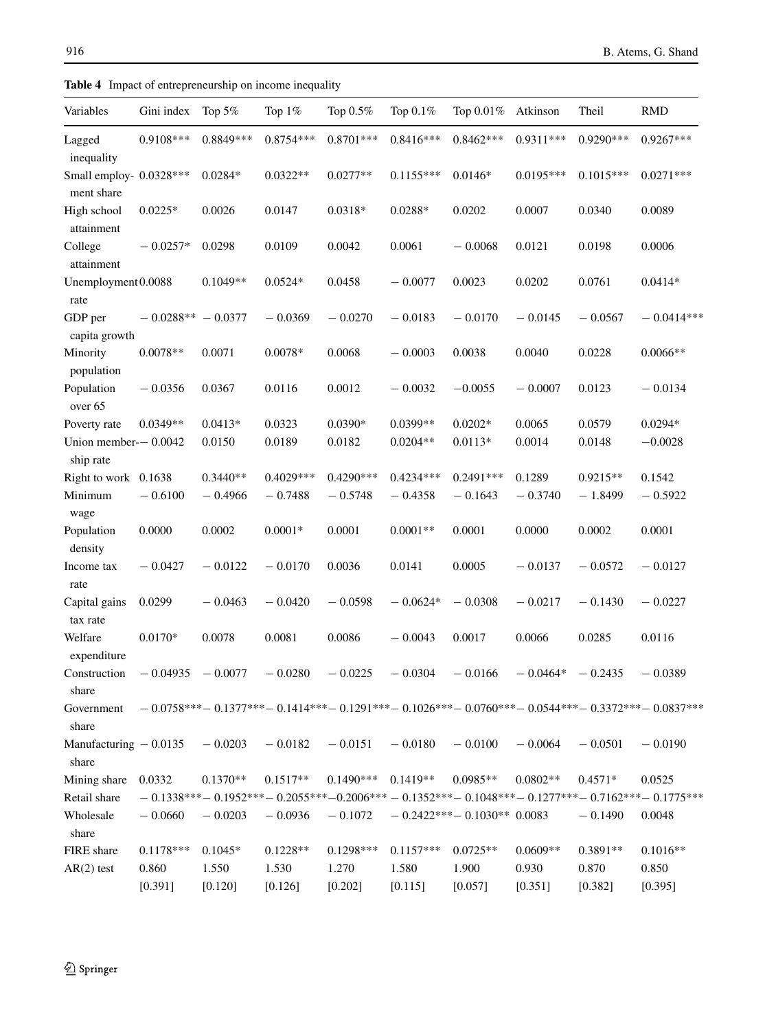**Table 4** Impact of entrepreneurship on income inequality

| Variables | Gini index | Top 5% | Top 1% | Top 0.5% | Top 0.1% | Top 0.01% | Atkinson | Theil | RMD |
|---|---|---|---|---|---|---|---|---|---|
| Lagged inequality | 0.9108*** | 0.8849*** | 0.8754*** | 0.8701*** | 0.8416*** | 0.8462*** | 0.9311*** | 0.9290*** | 0.9267*** |
| Small employment share | 0.0328*** | 0.0284* | 0.0322** | 0.0277** | 0.1155*** | 0.0146* | 0.0195*** | 0.1015*** | 0.0271*** |
| High school attainment | 0.0225* | 0.0026 | 0.0147 | 0.0318* | 0.0288* | 0.0202 | 0.0007 | 0.0340 | 0.0089 |
| College attainment | − 0.0257* | 0.0298 | 0.0109 | 0.0042 | 0.0061 | − 0.0068 | 0.0121 | 0.0198 | 0.0006 |
| Unemployment rate | 0.0088 | 0.1049** | 0.0524* | 0.0458 | − 0.0077 | 0.0023 | 0.0202 | 0.0761 | 0.0414* |
| GDP per capita growth | − 0.0288** | − 0.0377 | − 0.0369 | − 0.0270 | − 0.0183 | − 0.0170 | − 0.0145 | − 0.0567 | − 0.0414*** |
| Minority population | 0.0078** | 0.0071 | 0.0078* | 0.0068 | − 0.0003 | 0.0038 | 0.0040 | 0.0228 | 0.0066** |
| Population over 65 | − 0.0356 | 0.0367 | 0.0116 | 0.0012 | − 0.0032 | −0.0055 | − 0.0007 | 0.0123 | − 0.0134 |
| Poverty rate | 0.0349** | 0.0413* | 0.0323 | 0.0390* | 0.0399** | 0.0202* | 0.0065 | 0.0579 | 0.0294* |
| Union membership rate | − 0.0042 | 0.0150 | 0.0189 | 0.0182 | 0.0204** | 0.0113* | 0.0014 | 0.0148 | −0.0028 |
| Right to work | 0.1638 | 0.3440** | 0.4029*** | 0.4290*** | 0.4234*** | 0.2491*** | 0.1289 | 0.9215** | 0.1542 |
| Minimum wage | − 0.6100 | − 0.4966 | − 0.7488 | − 0.5748 | − 0.4358 | − 0.1643 | − 0.3740 | − 1.8499 | − 0.5922 |
| Population density | 0.0000 | 0.0002 | 0.0001* | 0.0001 | 0.0001** | 0.0001 | 0.0000 | 0.0002 | 0.0001 |
| Income tax rate | − 0.0427 | − 0.0122 | − 0.0170 | 0.0036 | 0.0141 | 0.0005 | − 0.0137 | − 0.0572 | − 0.0127 |
| Capital gains tax rate | 0.0299 | − 0.0463 | − 0.0420 | − 0.0598 | − 0.0624* | − 0.0308 | − 0.0217 | − 0.1430 | − 0.0227 |
| Welfare expenditure | 0.0170* | 0.0078 | 0.0081 | 0.0086 | − 0.0043 | 0.0017 | 0.0066 | 0.0285 | 0.0116 |
| Construction share | − 0.04935 | − 0.0077 | − 0.0280 | − 0.0225 | − 0.0304 | − 0.0166 | − 0.0464* | − 0.2435 | − 0.0389 |
| Government share | − 0.0758*** | − 0.1377*** | − 0.1414*** | − 0.1291*** | − 0.1026*** | − 0.0760*** | − 0.0544*** | − 0.3372*** | − 0.0837*** |
| Manufacturing share | − 0.0135 | − 0.0203 | − 0.0182 | − 0.0151 | − 0.0180 | − 0.0100 | − 0.0064 | − 0.0501 | − 0.0190 |
| Mining share | 0.0332 | 0.1370** | 0.1517** | 0.1490*** | 0.1419** | 0.0985** | 0.0802** | 0.4571* | 0.0525 |
| Retail share | − 0.1338*** | − 0.1952*** | − 0.2055*** | −0.2006*** | − 0.1352*** | − 0.1048*** | − 0.1277*** | − 0.7162*** | − 0.1775*** |
| Wholesale share | − 0.0660 | − 0.0203 | − 0.0936 | − 0.1072 | − 0.2422*** | − 0.1030** | 0.0083 | − 0.1490 | 0.0048 |
| FIRE share | 0.1178*** | 0.1045* | 0.1228** | 0.1298*** | 0.1157*** | 0.0725** | 0.0609** | 0.3891** | 0.1016** |
| AR(2) test | 0.860 | 1.550 | 1.530 | 1.270 | 1.580 | 1.900 | 0.930 | 0.870 | 0.850 |
| | [0.391] | [0.120] | [0.126] | [0.202] | [0.115] | [0.057] | [0.351] | [0.382] | [0.395] |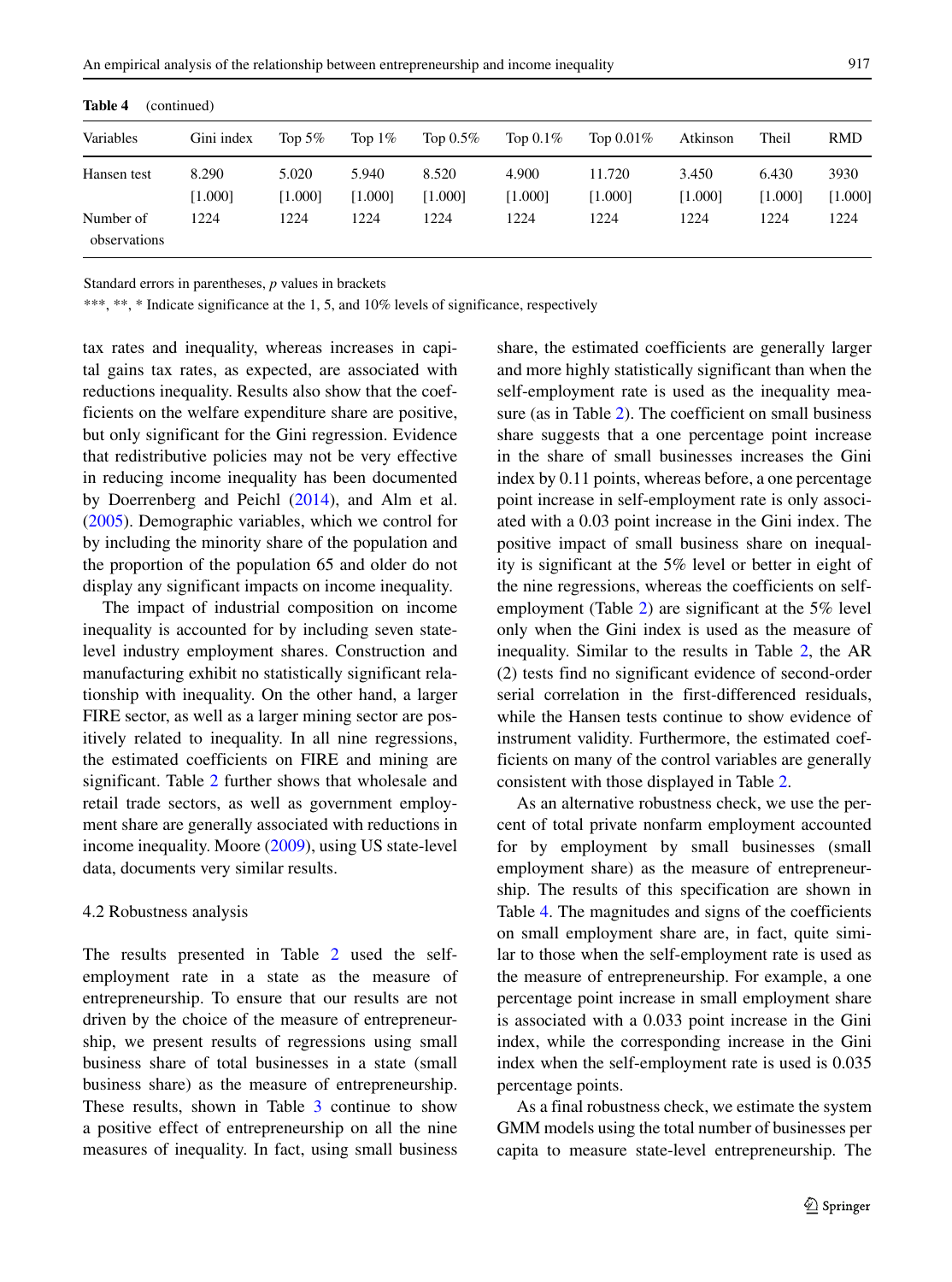**Table 4** (continued)

| Variables | Gini index | Top 5% | Top 1% | Top 0.5% | Top 0.1% | Top 0.01% | Atkinson | Theil | RMD |
|---|---|---|---|---|---|---|---|---|---|
| Hansen test | 8.290 | 5.020 | 5.940 | 8.520 | 4.900 | 11.720 | 3.450 | 6.430 | 3930 |
| | [1.000] | [1.000] | [1.000] | [1.000] | [1.000] | [1.000] | [1.000] | [1.000] | [1.000] |
| Number of observations | 1224 | 1224 | 1224 | 1224 | 1224 | 1224 | 1224 | 1224 | 1224 |

Standard errors in parentheses, *p* values in brackets

***, **, * Indicate significance at the 1, 5, and 10% levels of significance, respectively

tax rates and inequality, whereas increases in capital gains tax rates, as expected, are associated with reductions inequality. Results also show that the coefficients on the welfare expenditure share are positive, but only significant for the Gini regression. Evidence that redistributive policies may not be very effective in reducing income inequality has been documented by Doerrenberg and Peichl (2014), and Alm et al. (2005). Demographic variables, which we control for by including the minority share of the population and the proportion of the population 65 and older do not display any significant impacts on income inequality.

The impact of industrial composition on income inequality is accounted for by including seven state-level industry employment shares. Construction and manufacturing exhibit no statistically significant relationship with inequality. On the other hand, a larger FIRE sector, as well as a larger mining sector are positively related to inequality. In all nine regressions, the estimated coefficients on FIRE and mining are significant. Table 2 further shows that wholesale and retail trade sectors, as well as government employment share are generally associated with reductions in income inequality. Moore (2009), using US state-level data, documents very similar results.

### 4.2 Robustness analysis

The results presented in Table 2 used the self-employment rate in a state as the measure of entrepreneurship. To ensure that our results are not driven by the choice of the measure of entrepreneurship, we present results of regressions using small business share of total businesses in a state (small business share) as the measure of entrepreneurship. These results, shown in Table 3 continue to show a positive effect of entrepreneurship on all the nine measures of inequality. In fact, using small business share, the estimated coefficients are generally larger and more highly statistically significant than when the self-employment rate is used as the inequality measure (as in Table 2). The coefficient on small business share suggests that a one percentage point increase in the share of small businesses increases the Gini index by 0.11 points, whereas before, a one percentage point increase in self-employment rate is only associated with a 0.03 point increase in the Gini index. The positive impact of small business share on inequality is significant at the 5% level or better in eight of the nine regressions, whereas the coefficients on self-employment (Table 2) are significant at the 5% level only when the Gini index is used as the measure of inequality. Similar to the results in Table 2, the AR (2) tests find no significant evidence of second-order serial correlation in the first-differenced residuals, while the Hansen tests continue to show evidence of instrument validity. Furthermore, the estimated coefficients on many of the control variables are generally consistent with those displayed in Table 2.

As an alternative robustness check, we use the percent of total private nonfarm employment accounted for by employment by small businesses (small employment share) as the measure of entrepreneurship. The results of this specification are shown in Table 4. The magnitudes and signs of the coefficients on small employment share are, in fact, quite similar to those when the self-employment rate is used as the measure of entrepreneurship. For example, a one percentage point increase in small employment share is associated with a 0.033 point increase in the Gini index, while the corresponding increase in the Gini index when the self-employment rate is used is 0.035 percentage points.

As a final robustness check, we estimate the system GMM models using the total number of businesses per capita to measure state-level entrepreneurship. The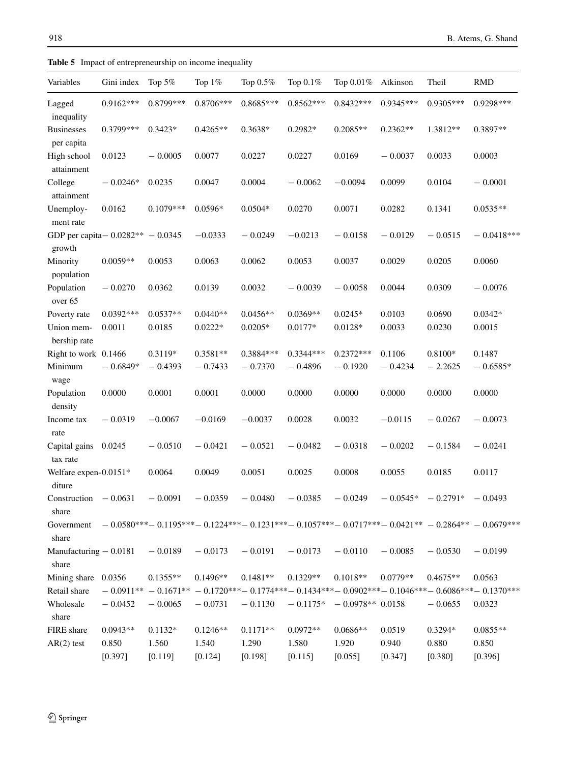**Table 5** Impact of entrepreneurship on income inequality

| Variables | Gini index | Top 5% | Top 1% | Top 0.5% | Top 0.1% | Top 0.01% | Atkinson | Theil | RMD |
|---|---|---|---|---|---|---|---|---|---|
| Lagged inequality | 0.9162*** | 0.8799*** | 0.8706*** | 0.8685*** | 0.8562*** | 0.8432*** | 0.9345*** | 0.9305*** | 0.9298*** |
| Businesses per capita | 0.3799*** | 0.3423* | 0.4265** | 0.3638* | 0.2982* | 0.2085** | 0.2362** | 1.3812** | 0.3897** |
| High school attainment | 0.0123 | − 0.0005 | 0.0077 | 0.0227 | 0.0227 | 0.0169 | − 0.0037 | 0.0033 | 0.0003 |
| College attainment | − 0.0246* | 0.0235 | 0.0047 | 0.0004 | − 0.0062 | −0.0094 | 0.0099 | 0.0104 | − 0.0001 |
| Unemployment rate | 0.0162 | 0.1079*** | 0.0596* | 0.0504* | 0.0270 | 0.0071 | 0.0282 | 0.1341 | 0.0535** |
| GDP per capita growth | − 0.0282** | − 0.0345 | −0.0333 | − 0.0249 | −0.0213 | − 0.0158 | − 0.0129 | − 0.0515 | − 0.0418*** |
| Minority population | 0.0059** | 0.0053 | 0.0063 | 0.0062 | 0.0053 | 0.0037 | 0.0029 | 0.0205 | 0.0060 |
| Population over 65 | − 0.0270 | 0.0362 | 0.0139 | 0.0032 | − 0.0039 | − 0.0058 | 0.0044 | 0.0309 | − 0.0076 |
| Poverty rate | 0.0392*** | 0.0537** | 0.0440** | 0.0456** | 0.0369** | 0.0245* | 0.0103 | 0.0690 | 0.0342* |
| Union membership rate | 0.0011 | 0.0185 | 0.0222* | 0.0205* | 0.0177* | 0.0128* | 0.0033 | 0.0230 | 0.0015 |
| Right to work | 0.1466 | 0.3119* | 0.3581** | 0.3884*** | 0.3344*** | 0.2372*** | 0.1106 | 0.8100* | 0.1487 |
| Minimum wage | − 0.6849* | − 0.4393 | − 0.7433 | − 0.7370 | − 0.4896 | − 0.1920 | − 0.4234 | − 2.2625 | − 0.6585* |
| Population density | 0.0000 | 0.0001 | 0.0001 | 0.0000 | 0.0000 | 0.0000 | 0.0000 | 0.0000 | 0.0000 |
| Income tax rate | − 0.0319 | −0.0067 | −0.0169 | −0.0037 | 0.0028 | 0.0032 | −0.0115 | − 0.0267 | − 0.0073 |
| Capital gains tax rate | 0.0245 | − 0.0510 | − 0.0421 | − 0.0521 | − 0.0482 | − 0.0318 | − 0.0202 | − 0.1584 | − 0.0241 |
| Welfare expenditure | 0.0151* | 0.0064 | 0.0049 | 0.0051 | 0.0025 | 0.0008 | 0.0055 | 0.0185 | 0.0117 |
| Construction share | − 0.0631 | − 0.0091 | − 0.0359 | − 0.0480 | − 0.0385 | − 0.0249 | − 0.0545* | − 0.2791* | − 0.0493 |
| Government share | − 0.0580*** | − 0.1195*** | − 0.1224*** | − 0.1231*** | − 0.1057*** | − 0.0717*** | − 0.0421** | − 0.2864** | − 0.0679*** |
| Manufacturing share | − 0.0181 | − 0.0189 | − 0.0173 | − 0.0191 | − 0.0173 | − 0.0110 | − 0.0085 | − 0.0530 | − 0.0199 |
| Mining share | 0.0356 | 0.1355** | 0.1496** | 0.1481** | 0.1329** | 0.1018** | 0.0779** | 0.4675** | 0.0563 |
| Retail share | − 0.0911** | − 0.1671** | − 0.1720*** | − 0.1774*** | − 0.1434*** | − 0.0902*** | − 0.1046*** | − 0.6086*** | − 0.1370*** |
| Wholesale share | − 0.0452 | − 0.0065 | − 0.0731 | − 0.1130 | − 0.1175* | − 0.0978** | 0.0158 | − 0.0655 | 0.0323 |
| FIRE share | 0.0943** | 0.1132* | 0.1246** | 0.1171** | 0.0972** | 0.0686** | 0.0519 | 0.3294* | 0.0855** |
| AR(2) test | 0.850 | 1.560 | 1.540 | 1.290 | 1.580 | 1.920 | 0.940 | 0.880 | 0.850 |
| | [0.397] | [0.119] | [0.124] | [0.198] | [0.115] | [0.055] | [0.347] | [0.380] | [0.396] |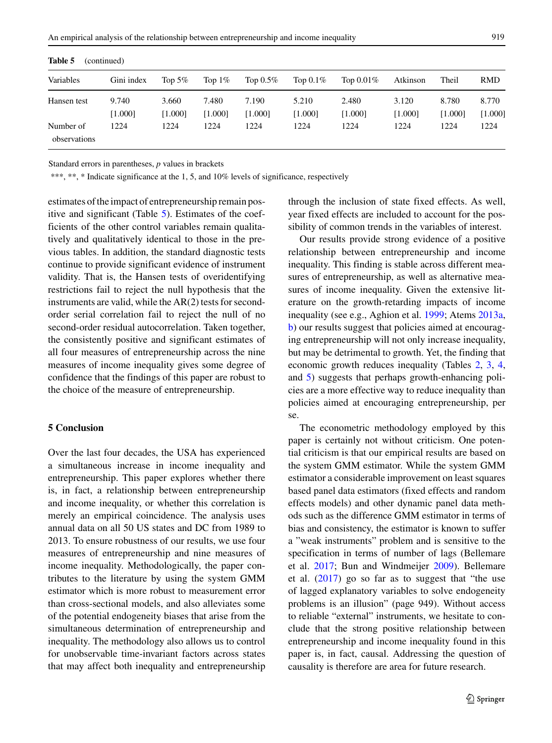**Table 5** (continued)

| Variables | Gini index | Top 5% | Top 1% | Top 0.5% | Top 0.1% | Top 0.01% | Atkinson | Theil | RMD |
|---|---|---|---|---|---|---|---|---|---|
| Hansen test | 9.740 | 3.660 | 7.480 | 7.190 | 5.210 | 2.480 | 3.120 | 8.780 | 8.770 |
| | [1.000] | [1.000] | [1.000] | [1.000] | [1.000] | [1.000] | [1.000] | [1.000] | [1.000] |
| Number of observations | 1224 | 1224 | 1224 | 1224 | 1224 | 1224 | 1224 | 1224 | 1224 |

Standard errors in parentheses, *p* values in brackets

***, **, * Indicate significance at the 1, 5, and 10% levels of significance, respectively

estimates of the impact of entrepreneurship remain positive and significant (Table 5). Estimates of the coefficients of the other control variables remain qualitatively and qualitatively identical to those in the previous tables. In addition, the standard diagnostic tests continue to provide significant evidence of instrument validity. That is, the Hansen tests of overidentifying restrictions fail to reject the null hypothesis that the instruments are valid, while the AR(2) tests for second-order serial correlation fail to reject the null of no second-order residual autocorrelation. Taken together, the consistently positive and significant estimates of all four measures of entrepreneurship across the nine measures of income inequality gives some degree of confidence that the findings of this paper are robust to the choice of the measure of entrepreneurship.

## 5 Conclusion

Over the last four decades, the USA has experienced a simultaneous increase in income inequality and entrepreneurship. This paper explores whether there is, in fact, a relationship between entrepreneurship and income inequality, or whether this correlation is merely an empirical coincidence. The analysis uses annual data on all 50 US states and DC from 1989 to 2013. To ensure robustness of our results, we use four measures of entrepreneurship and nine measures of income inequality. Methodologically, the paper contributes to the literature by using the system GMM estimator which is more robust to measurement error than cross-sectional models, and also alleviates some of the potential endogeneity biases that arise from the simultaneous determination of entrepreneurship and inequality. The methodology also allows us to control for unobservable time-invariant factors across states that may affect both inequality and entrepreneurship through the inclusion of state fixed effects. As well, year fixed effects are included to account for the possibility of common trends in the variables of interest.

Our results provide strong evidence of a positive relationship between entrepreneurship and income inequality. This finding is stable across different measures of entrepreneurship, as well as alternative measures of income inequality. Given the extensive literature on the growth-retarding impacts of income inequality (see e.g., Aghion et al. 1999; Atems 2013a, b) our results suggest that policies aimed at encouraging entrepreneurship will not only increase inequality, but may be detrimental to growth. Yet, the finding that economic growth reduces inequality (Tables 2, 3, 4, and 5) suggests that perhaps growth-enhancing policies are a more effective way to reduce inequality than policies aimed at encouraging entrepreneurship, per se.

The econometric methodology employed by this paper is certainly not without criticism. One potential criticism is that our empirical results are based on the system GMM estimator. While the system GMM estimator a considerable improvement on least squares based panel data estimators (fixed effects and random effects models) and other dynamic panel data methods such as the difference GMM estimator in terms of bias and consistency, the estimator is known to suffer a "weak instruments" problem and is sensitive to the specification in terms of number of lags (Bellemare et al. 2017; Bun and Windmeijer 2009). Bellemare et al. (2017) go so far as to suggest that "the use of lagged explanatory variables to solve endogeneity problems is an illusion" (page 949). Without access to reliable "external" instruments, we hesitate to conclude that the strong positive relationship between entrepreneurship and income inequality found in this paper is, in fact, causal. Addressing the question of causality is therefore are area for future research.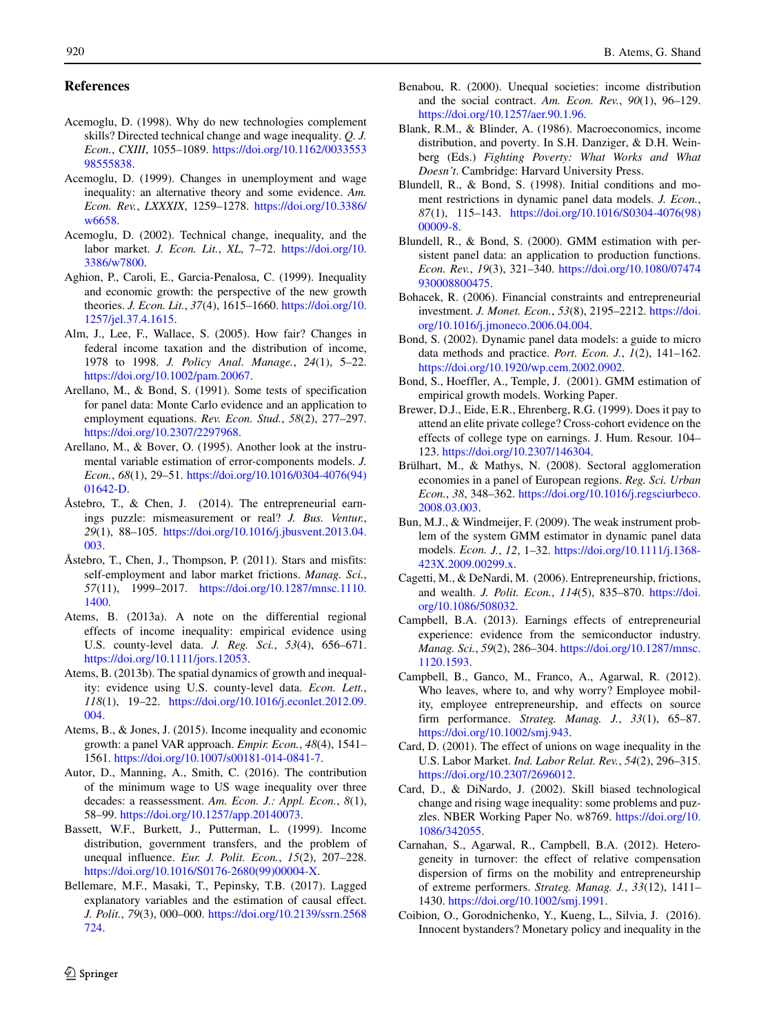## References

Acemoglu, D. (1998). Why do new technologies complement skills? Directed technical change and wage inequality. *Q. J. Econ.*, *CXIII*, 1055–1089. https://doi.org/10.1162/003355398555838.

Acemoglu, D. (1999). Changes in unemployment and wage inequality: an alternative theory and some evidence. *Am. Econ. Rev.*, *LXXXIX*, 1259–1278. https://doi.org/10.3386/w6658.

Acemoglu, D. (2002). Technical change, inequality, and the labor market. *J. Econ. Lit.*, *XL*, 7–72. https://doi.org/10.3386/w7800.

Aghion, P., Caroli, E., Garcia-Penalosa, C. (1999). Inequality and economic growth: the perspective of the new growth theories. *J. Econ. Lit.*, *37*(4), 1615–1660. https://doi.org/10.1257/jel.37.4.1615.

Alm, J., Lee, F., Wallace, S. (2005). How fair? Changes in federal income taxation and the distribution of income, 1978 to 1998. *J. Policy Anal. Manage.*, *24*(1), 5–22. https://doi.org/10.1002/pam.20067.

Arellano, M., & Bond, S. (1991). Some tests of specification for panel data: Monte Carlo evidence and an application to employment equations. *Rev. Econ. Stud.*, *58*(2), 277–297. https://doi.org/10.2307/2297968.

Arellano, M., & Bover, O. (1995). Another look at the instrumental variable estimation of error-components models. *J. Econ.*, *68*(1), 29–51. https://doi.org/10.1016/0304-4076(94)01642-D.

Åstebro, T., & Chen, J. (2014). The entrepreneurial earnings puzzle: mismeasurement or real? *J. Bus. Ventur.*, *29*(1), 88–105. https://doi.org/10.1016/j.jbusvent.2013.04.003.

Åstebro, T., Chen, J., Thompson, P. (2011). Stars and misfits: self-employment and labor market frictions. *Manag. Sci.*, *57*(11), 1999–2017. https://doi.org/10.1287/mnsc.1110.1400.

Atems, B. (2013a). A note on the differential regional effects of income inequality: empirical evidence using U.S. county-level data. *J. Reg. Sci.*, *53*(4), 656–671. https://doi.org/10.1111/jors.12053.

Atems, B. (2013b). The spatial dynamics of growth and inequality: evidence using U.S. county-level data. *Econ. Lett.*, *118*(1), 19–22. https://doi.org/10.1016/j.econlet.2012.09.004.

Atems, B., & Jones, J. (2015). Income inequality and economic growth: a panel VAR approach. *Empir. Econ.*, *48*(4), 1541–1561. https://doi.org/10.1007/s00181-014-0841-7.

Autor, D., Manning, A., Smith, C. (2016). The contribution of the minimum wage to US wage inequality over three decades: a reassessment. *Am. Econ. J.: Appl. Econ.*, *8*(1), 58–99. https://doi.org/10.1257/app.20140073.

Bassett, W.F., Burkett, J., Putterman, L. (1999). Income distribution, government transfers, and the problem of unequal influence. *Eur. J. Polit. Econ.*, *15*(2), 207–228. https://doi.org/10.1016/S0176-2680(99)00004-X.

Bellemare, M.F., Masaki, T., Pepinsky, T.B. (2017). Lagged explanatory variables and the estimation of causal effect. *J. Polit.*, *79*(3), 000–000. https://doi.org/10.2139/ssrn.2568724.

Benabou, R. (2000). Unequal societies: income distribution and the social contract. *Am. Econ. Rev.*, *90*(1), 96–129. https://doi.org/10.1257/aer.90.1.96.

Blank, R.M., & Blinder, A. (1986). Macroeconomics, income distribution, and poverty. In S.H. Danziger, & D.H. Weinberg (Eds.) *Fighting Poverty: What Works and What Doesn't*. Cambridge: Harvard University Press.

Blundell, R., & Bond, S. (1998). Initial conditions and moment restrictions in dynamic panel data models. *J. Econ.*, *87*(1), 115–143. https://doi.org/10.1016/S0304-4076(98)00009-8.

Blundell, R., & Bond, S. (2000). GMM estimation with persistent panel data: an application to production functions. *Econ. Rev.*, *19*(3), 321–340. https://doi.org/10.1080/07474930008800475.

Bohacek, R. (2006). Financial constraints and entrepreneurial investment. *J. Monet. Econ.*, *53*(8), 2195–2212. https://doi.org/10.1016/j.jmoneco.2006.04.004.

Bond, S. (2002). Dynamic panel data models: a guide to micro data methods and practice. *Port. Econ. J.*, *1*(2), 141–162. https://doi.org/10.1920/wp.cem.2002.0902.

Bond, S., Hoeffler, A., Temple, J. (2001). GMM estimation of empirical growth models. Working Paper.

Brewer, D.J., Eide, E.R., Ehrenberg, R.G. (1999). Does it pay to attend an elite private college? Cross-cohort evidence on the effects of college type on earnings. J. Hum. Resour. 104–123. https://doi.org/10.2307/146304.

Brülhart, M., & Mathys, N. (2008). Sectoral agglomeration economies in a panel of European regions. *Reg. Sci. Urban Econ.*, *38*, 348–362. https://doi.org/10.1016/j.regsciurbeco.2008.03.003.

Bun, M.J., & Windmeijer, F. (2009). The weak instrument problem of the system GMM estimator in dynamic panel data models. *Econ. J.*, *12*, 1–32. https://doi.org/10.1111/j.1368-423X.2009.00299.x.

Cagetti, M., & DeNardi, M. (2006). Entrepreneurship, frictions, and wealth. *J. Polit. Econ.*, *114*(5), 835–870. https://doi.org/10.1086/508032.

Campbell, B.A. (2013). Earnings effects of entrepreneurial experience: evidence from the semiconductor industry. *Manag. Sci.*, *59*(2), 286–304. https://doi.org/10.1287/mnsc.1120.1593.

Campbell, B., Ganco, M., Franco, A., Agarwal, R. (2012). Who leaves, where to, and why worry? Employee mobility, employee entrepreneurship, and effects on source firm performance. *Strateg. Manag. J.*, *33*(1), 65–87. https://doi.org/10.1002/smj.943.

Card, D. (2001). The effect of unions on wage inequality in the U.S. Labor Market. *Ind. Labor Relat. Rev.*, *54*(2), 296–315. https://doi.org/10.2307/2696012.

Card, D., & DiNardo, J. (2002). Skill biased technological change and rising wage inequality: some problems and puzzles. NBER Working Paper No. w8769. https://doi.org/10.1086/342055.

Carnahan, S., Agarwal, R., Campbell, B.A. (2012). Heterogeneity in turnover: the effect of relative compensation dispersion of firms on the mobility and entrepreneurship of extreme performers. *Strateg. Manag. J.*, *33*(12), 1411–1430. https://doi.org/10.1002/smj.1991.

Coibion, O., Gorodnichenko, Y., Kueng, L., Silvia, J. (2016). Innocent bystanders? Monetary policy and inequality in the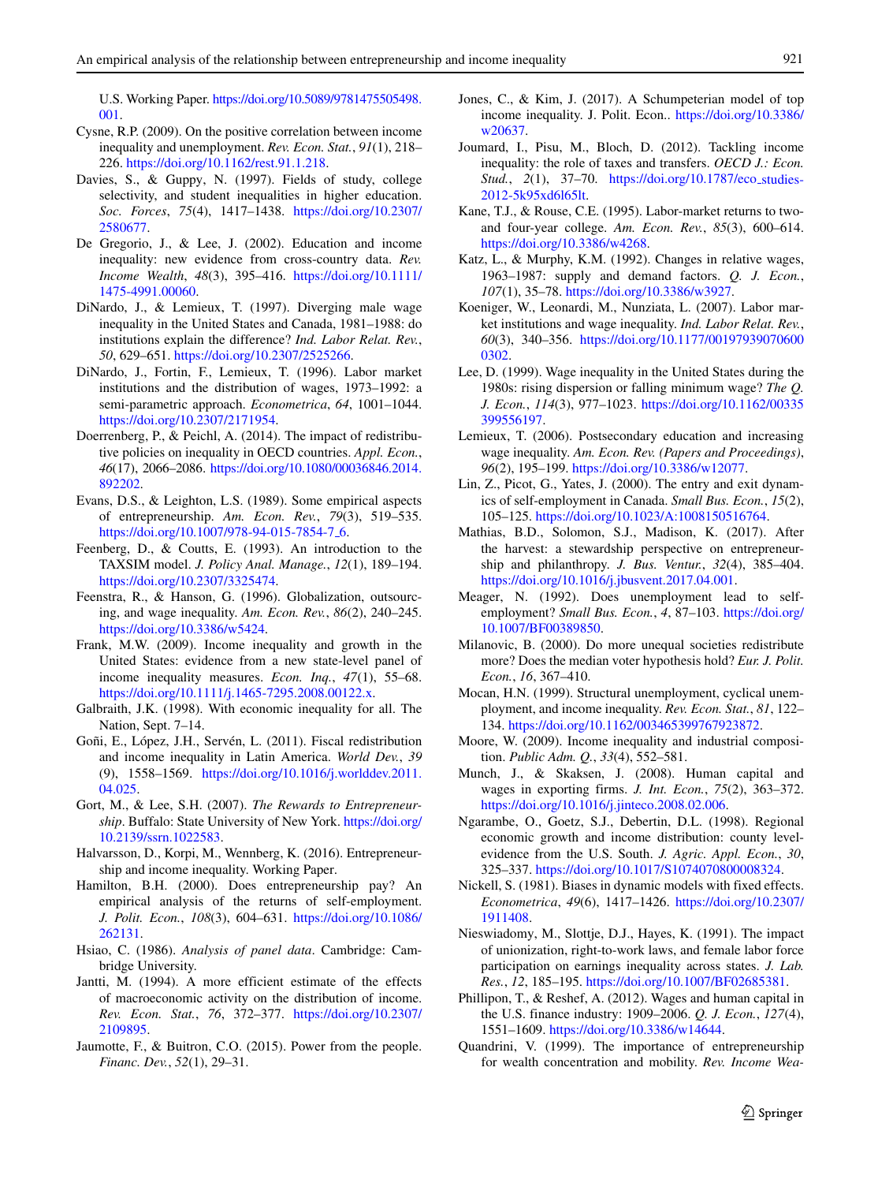U.S. Working Paper. https://doi.org/10.5089/9781475505498.001.

Cysne, R.P. (2009). On the positive correlation between income inequality and unemployment. *Rev. Econ. Stat.*, *91*(1), 218–226. https://doi.org/10.1162/rest.91.1.218.

Davies, S., & Guppy, N. (1997). Fields of study, college selectivity, and student inequalities in higher education. *Soc. Forces*, *75*(4), 1417–1438. https://doi.org/10.2307/2580677.

De Gregorio, J., & Lee, J. (2002). Education and income inequality: new evidence from cross-country data. *Rev. Income Wealth*, *48*(3), 395–416. https://doi.org/10.1111/1475-4991.00060.

DiNardo, J., & Lemieux, T. (1997). Diverging male wage inequality in the United States and Canada, 1981–1988: do institutions explain the difference? *Ind. Labor Relat. Rev.*, *50*, 629–651. https://doi.org/10.2307/2525266.

DiNardo, J., Fortin, F., Lemieux, T. (1996). Labor market institutions and the distribution of wages, 1973–1992: a semi-parametric approach. *Econometrica*, *64*, 1001–1044. https://doi.org/10.2307/2171954.

Doerrenberg, P., & Peichl, A. (2014). The impact of redistributive policies on inequality in OECD countries. *Appl. Econ.*, *46*(17), 2066–2086. https://doi.org/10.1080/00036846.2014.892202.

Evans, D.S., & Leighton, L.S. (1989). Some empirical aspects of entrepreneurship. *Am. Econ. Rev.*, *79*(3), 519–535. https://doi.org/10.1007/978-94-015-7854-7_6.

Feenberg, D., & Coutts, E. (1993). An introduction to the TAXSIM model. *J. Policy Anal. Manage.*, *12*(1), 189–194. https://doi.org/10.2307/3325474.

Feenstra, R., & Hanson, G. (1996). Globalization, outsourcing, and wage inequality. *Am. Econ. Rev.*, *86*(2), 240–245. https://doi.org/10.3386/w5424.

Frank, M.W. (2009). Income inequality and growth in the United States: evidence from a new state-level panel of income inequality measures. *Econ. Inq.*, *47*(1), 55–68. https://doi.org/10.1111/j.1465-7295.2008.00122.x.

Galbraith, J.K. (1998). With economic inequality for all. The Nation, Sept. 7–14.

Goñi, E., López, J.H., Servén, L. (2011). Fiscal redistribution and income inequality in Latin America. *World Dev.*, *39* (9), 1558–1569. https://doi.org/10.1016/j.worlddev.2011.04.025.

Gort, M., & Lee, S.H. (2007). *The Rewards to Entrepreneurship*. Buffalo: State University of New York. https://doi.org/10.2139/ssrn.1022583.

Halvarsson, D., Korpi, M., Wennberg, K. (2016). Entrepreneurship and income inequality. Working Paper.

Hamilton, B.H. (2000). Does entrepreneurship pay? An empirical analysis of the returns of self-employment. *J. Polit. Econ.*, *108*(3), 604–631. https://doi.org/10.1086/262131.

Hsiao, C. (1986). *Analysis of panel data*. Cambridge: Cambridge University.

Jantti, M. (1994). A more efficient estimate of the effects of macroeconomic activity on the distribution of income. *Rev. Econ. Stat.*, *76*, 372–377. https://doi.org/10.2307/2109895.

Jaumotte, F., & Buitron, C.O. (2015). Power from the people. *Financ. Dev.*, *52*(1), 29–31.

Jones, C., & Kim, J. (2017). A Schumpeterian model of top income inequality. J. Polit. Econ.. https://doi.org/10.3386/w20637.

Joumard, I., Pisu, M., Bloch, D. (2012). Tackling income inequality: the role of taxes and transfers. *OECD J.: Econ. Stud.*, *2*(1), 37–70. https://doi.org/10.1787/eco_studies-2012-5k95xd6l65lt.

Kane, T.J., & Rouse, C.E. (1995). Labor-market returns to two- and four-year college. *Am. Econ. Rev.*, *85*(3), 600–614. https://doi.org/10.3386/w4268.

Katz, L., & Murphy, K.M. (1992). Changes in relative wages, 1963–1987: supply and demand factors. *Q. J. Econ.*, *107*(1), 35–78. https://doi.org/10.3386/w3927.

Koeniger, W., Leonardi, M., Nunziata, L. (2007). Labor market institutions and wage inequality. *Ind. Labor Relat. Rev.*, *60*(3), 340–356. https://doi.org/10.1177/001979390706000302.

Lee, D. (1999). Wage inequality in the United States during the 1980s: rising dispersion or falling minimum wage? *The Q. J. Econ.*, *114*(3), 977–1023. https://doi.org/10.1162/003355399556197.

Lemieux, T. (2006). Postsecondary education and increasing wage inequality. *Am. Econ. Rev. (Papers and Proceedings)*, *96*(2), 195–199. https://doi.org/10.3386/w12077.

Lin, Z., Picot, G., Yates, J. (2000). The entry and exit dynamics of self-employment in Canada. *Small Bus. Econ.*, *15*(2), 105–125. https://doi.org/10.1023/A:1008150516764.

Mathias, B.D., Solomon, S.J., Madison, K. (2017). After the harvest: a stewardship perspective on entrepreneurship and philanthropy. *J. Bus. Ventur.*, *32*(4), 385–404. https://doi.org/10.1016/j.jbusvent.2017.04.001.

Meager, N. (1992). Does unemployment lead to self-employment? *Small Bus. Econ.*, *4*, 87–103. https://doi.org/10.1007/BF00389850.

Milanovic, B. (2000). Do more unequal societies redistribute more? Does the median voter hypothesis hold? *Eur. J. Polit. Econ.*, *16*, 367–410.

Mocan, H.N. (1999). Structural unemployment, cyclical unemployment, and income inequality. *Rev. Econ. Stat.*, *81*, 122–134. https://doi.org/10.1162/003465399767923872.

Moore, W. (2009). Income inequality and industrial composition. *Public Adm. Q.*, *33*(4), 552–581.

Munch, J., & Skaksen, J. (2008). Human capital and wages in exporting firms. *J. Int. Econ.*, *75*(2), 363–372. https://doi.org/10.1016/j.jinteco.2008.02.006.

Ngarambe, O., Goetz, S.J., Debertin, D.L. (1998). Regional economic growth and income distribution: county level-evidence from the U.S. South. *J. Agric. Appl. Econ.*, *30*, 325–337. https://doi.org/10.1017/S1074070800008324.

Nickell, S. (1981). Biases in dynamic models with fixed effects. *Econometrica*, *49*(6), 1417–1426. https://doi.org/10.2307/1911408.

Nieswiadomy, M., Slottje, D.J., Hayes, K. (1991). The impact of unionization, right-to-work laws, and female labor force participation on earnings inequality across states. *J. Lab. Res.*, *12*, 185–195. https://doi.org/10.1007/BF02685381.

Phillipon, T., & Reshef, A. (2012). Wages and human capital in the U.S. finance industry: 1909–2006. *Q. J. Econ.*, *127*(4), 1551–1609. https://doi.org/10.3386/w14644.

Quandrini, V. (1999). The importance of entrepreneurship for wealth concentration and mobility. *Rev. Income Wea-*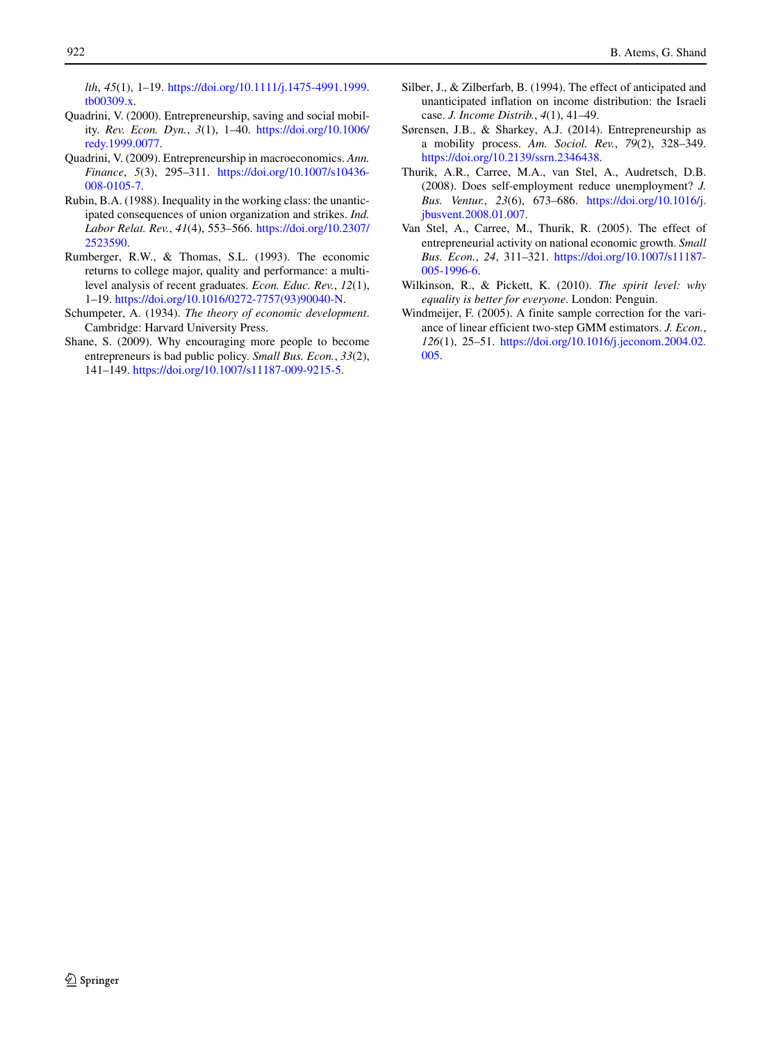*lth*, *45*(1), 1–19. https://doi.org/10.1111/j.1475-4991.1999.tb00309.x.

Quadrini, V. (2000). Entrepreneurship, saving and social mobility. *Rev. Econ. Dyn.*, *3*(1), 1–40. https://doi.org/10.1006/redy.1999.0077.

Quadrini, V. (2009). Entrepreneurship in macroeconomics. *Ann. Finance*, *5*(3), 295–311. https://doi.org/10.1007/s10436-008-0105-7.

Rubin, B.A. (1988). Inequality in the working class: the unanticipated consequences of union organization and strikes. *Ind. Labor Relat. Rev.*, *41*(4), 553–566. https://doi.org/10.2307/2523590.

Rumberger, R.W., & Thomas, S.L. (1993). The economic returns to college major, quality and performance: a multilevel analysis of recent graduates. *Econ. Educ. Rev.*, *12*(1), 1–19. https://doi.org/10.1016/0272-7757(93)90040-N.

Schumpeter, A. (1934). *The theory of economic development*. Cambridge: Harvard University Press.

Shane, S. (2009). Why encouraging more people to become entrepreneurs is bad public policy. *Small Bus. Econ.*, *33*(2), 141–149. https://doi.org/10.1007/s11187-009-9215-5.

Silber, J., & Zilberfarb, B. (1994). The effect of anticipated and unanticipated inflation on income distribution: the Israeli case. *J. Income Distrib.*, *4*(1), 41–49.

Sørensen, J.B., & Sharkey, A.J. (2014). Entrepreneurship as a mobility process. *Am. Sociol. Rev.*, *79*(2), 328–349. https://doi.org/10.2139/ssrn.2346438.

Thurik, A.R., Carree, M.A., van Stel, A., Audretsch, D.B. (2008). Does self-employment reduce unemployment? *J. Bus. Ventur.*, *23*(6), 673–686. https://doi.org/10.1016/j.jbusvent.2008.01.007.

Van Stel, A., Carree, M., Thurik, R. (2005). The effect of entrepreneurial activity on national economic growth. *Small Bus. Econ.*, *24*, 311–321. https://doi.org/10.1007/s11187-005-1996-6.

Wilkinson, R., & Pickett, K. (2010). *The spirit level: why equality is better for everyone*. London: Penguin.

Windmeijer, F. (2005). A finite sample correction for the variance of linear efficient two-step GMM estimators. *J. Econ.*, *126*(1), 25–51. https://doi.org/10.1016/j.jeconom.2004.02.005.